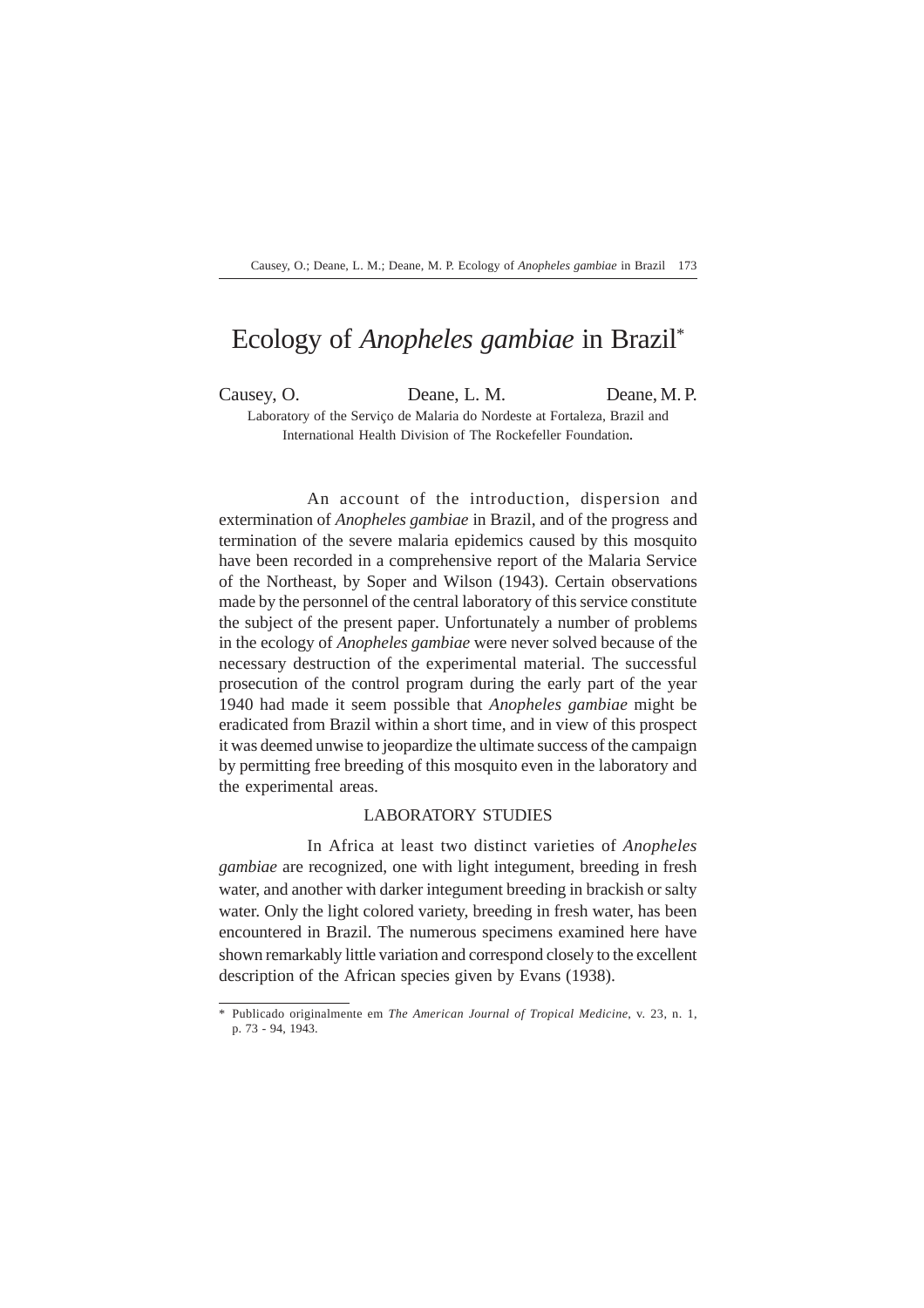# Ecology of *Anopheles gambiae* in Brazil*

Causey, O. Deane, L. M. Deane, M. P.

Laboratory of the Serviço de Malaria do Nordeste at Fortaleza, Brazil and International Health Division of The Rockefeller Foundation.

An account of the introduction, dispersion and extermination of *Anopheles gambiae* in Brazil, and of the progress and termination of the severe malaria epidemics caused by this mosquito have been recorded in a comprehensive report of the Malaria Service of the Northeast, by Soper and Wilson (1943). Certain observations made by the personnel of the central laboratory of this service constitute the subject of the present paper. Unfortunately a number of problems in the ecology of *Anopheles gambiae* were never solved because of the necessary destruction of the experimental material. The successful prosecution of the control program during the early part of the year 1940 had made it seem possible that *Anopheles gambiae* might be eradicated from Brazil within a short time, and in view of this prospect it was deemed unwise to jeopardize the ultimate success of the campaign by permitting free breeding of this mosquito even in the laboratory and the experimental areas.

## LABORATORY STUDIES

In Africa at least two distinct varieties of *Anopheles gambiae* are recognized, one with light integument, breeding in fresh water, and another with darker integument breeding in brackish or salty water. Only the light colored variety, breeding in fresh water, has been encountered in Brazil. The numerous specimens examined here have shown remarkably little variation and correspond closely to the excellent description of the African species given by Evans (1938).

---

\* Publicado originalmente em *The American Journal of Tropical Medicine*, v. 23, n. 1, p. 73 - 94, 1943.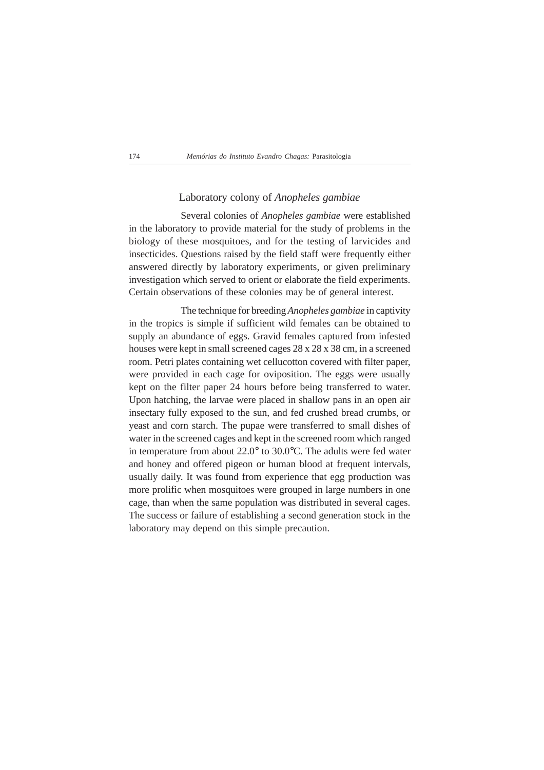## Laboratory colony of *Anopheles gambiae*

Several colonies of *Anopheles gambiae* were established in the laboratory to provide material for the study of problems in the biology of these mosquitoes, and for the testing of larvicides and insecticides. Questions raised by the field staff were frequently either answered directly by laboratory experiments, or given preliminary investigation which served to orient or elaborate the field experiments. Certain observations of these colonies may be of general interest.

The technique for breeding *Anopheles gambiae* in captivity in the tropics is simple if sufficient wild females can be obtained to supply an abundance of eggs. Gravid females captured from infested houses were kept in small screened cages 28 x 28 x 38 cm, in a screened room. Petri plates containing wet cellucotton covered with filter paper, were provided in each cage for oviposition. The eggs were usually kept on the filter paper 24 hours before being transferred to water. Upon hatching, the larvae were placed in shallow pans in an open air insectary fully exposed to the sun, and fed crushed bread crumbs, or yeast and corn starch. The pupae were transferred to small dishes of water in the screened cages and kept in the screened room which ranged in temperature from about 22.0° to 30.0°C. The adults were fed water and honey and offered pigeon or human blood at frequent intervals, usually daily. It was found from experience that egg production was more prolific when mosquitoes were grouped in large numbers in one cage, than when the same population was distributed in several cages. The success or failure of establishing a second generation stock in the laboratory may depend on this simple precaution.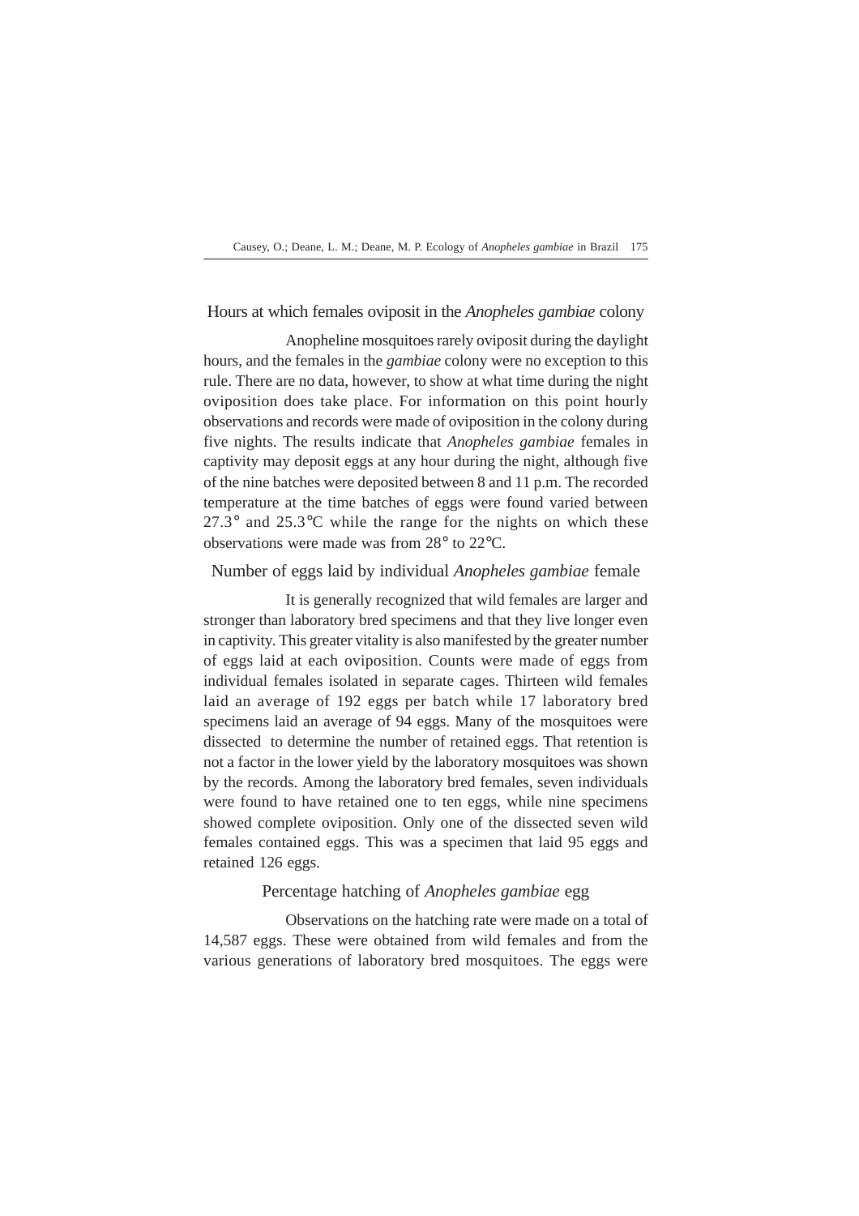## Hours at which females oviposit in the *Anopheles gambiae* colony

Anopheline mosquitoes rarely oviposit during the daylight hours, and the females in the *gambiae* colony were no exception to this rule. There are no data, however, to show at what time during the night oviposition does take place. For information on this point hourly observations and records were made of oviposition in the colony during five nights. The results indicate that *Anopheles gambiae* females in captivity may deposit eggs at any hour during the night, although five of the nine batches were deposited between 8 and 11 p.m. The recorded temperature at the time batches of eggs were found varied between 27.3° and 25.3°C while the range for the nights on which these observations were made was from 28° to 22°C.

## Number of eggs laid by individual *Anopheles gambiae* female

It is generally recognized that wild females are larger and stronger than laboratory bred specimens and that they live longer even in captivity. This greater vitality is also manifested by the greater number of eggs laid at each oviposition. Counts were made of eggs from individual females isolated in separate cages. Thirteen wild females laid an average of 192 eggs per batch while 17 laboratory bred specimens laid an average of 94 eggs. Many of the mosquitoes were dissected to determine the number of retained eggs. That retention is not a factor in the lower yield by the laboratory mosquitoes was shown by the records. Among the laboratory bred females, seven individuals were found to have retained one to ten eggs, while nine specimens showed complete oviposition. Only one of the dissected seven wild females contained eggs. This was a specimen that laid 95 eggs and retained 126 eggs.

## Percentage hatching of *Anopheles gambiae* egg

Observations on the hatching rate were made on a total of 14,587 eggs. These were obtained from wild females and from the various generations of laboratory bred mosquitoes. The eggs were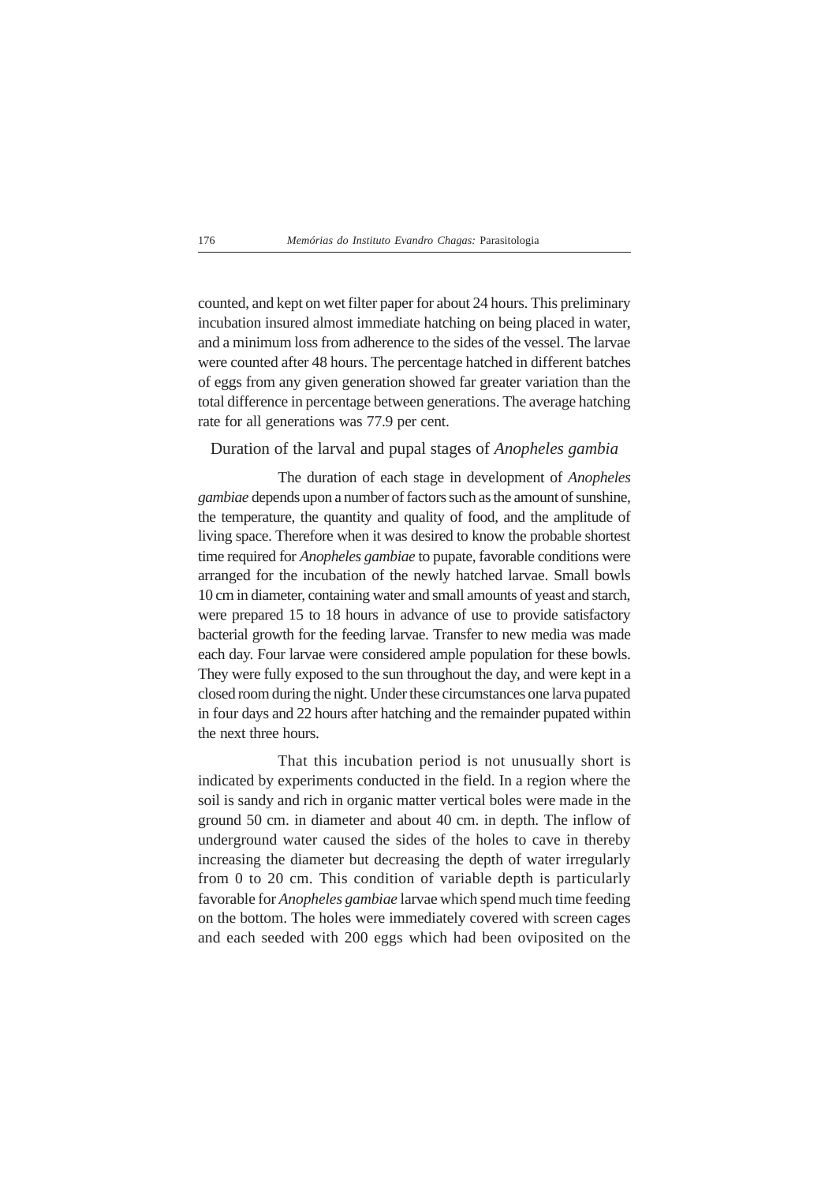counted, and kept on wet filter paper for about 24 hours. This preliminary incubation insured almost immediate hatching on being placed in water, and a minimum loss from adherence to the sides of the vessel. The larvae were counted after 48 hours. The percentage hatched in different batches of eggs from any given generation showed far greater variation than the total difference in percentage between generations. The average hatching rate for all generations was 77.9 per cent.

## Duration of the larval and pupal stages of *Anopheles gambia*

The duration of each stage in development of *Anopheles gambiae* depends upon a number of factors such as the amount of sunshine, the temperature, the quantity and quality of food, and the amplitude of living space. Therefore when it was desired to know the probable shortest time required for *Anopheles gambiae* to pupate, favorable conditions were arranged for the incubation of the newly hatched larvae. Small bowls 10 cm in diameter, containing water and small amounts of yeast and starch, were prepared 15 to 18 hours in advance of use to provide satisfactory bacterial growth for the feeding larvae. Transfer to new media was made each day. Four larvae were considered ample population for these bowls. They were fully exposed to the sun throughout the day, and were kept in a closed room during the night. Under these circumstances one larva pupated in four days and 22 hours after hatching and the remainder pupated within the next three hours.

That this incubation period is not unusually short is indicated by experiments conducted in the field. In a region where the soil is sandy and rich in organic matter vertical boles were made in the ground 50 cm. in diameter and about 40 cm. in depth. The inflow of underground water caused the sides of the holes to cave in thereby increasing the diameter but decreasing the depth of water irregularly from 0 to 20 cm. This condition of variable depth is particularly favorable for *Anopheles gambiae* larvae which spend much time feeding on the bottom. The holes were immediately covered with screen cages and each seeded with 200 eggs which had been oviposited on the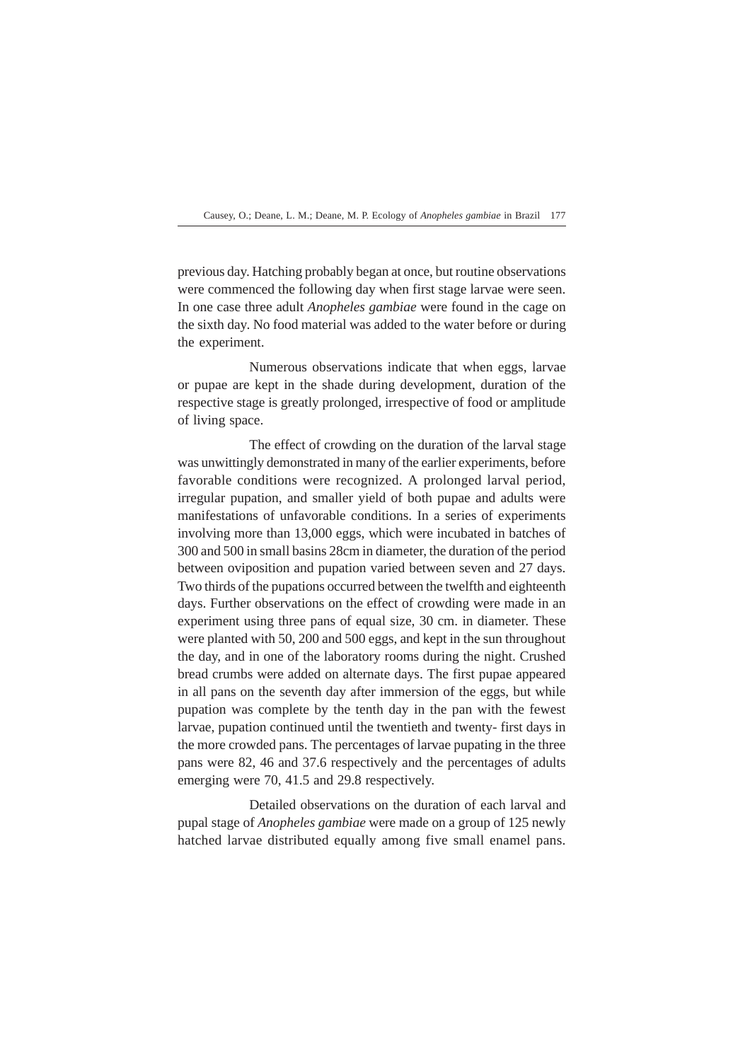previous day. Hatching probably began at once, but routine observations were commenced the following day when first stage larvae were seen. In one case three adult *Anopheles gambiae* were found in the cage on the sixth day. No food material was added to the water before or during the experiment.

Numerous observations indicate that when eggs, larvae or pupae are kept in the shade during development, duration of the respective stage is greatly prolonged, irrespective of food or amplitude of living space.

The effect of crowding on the duration of the larval stage was unwittingly demonstrated in many of the earlier experiments, before favorable conditions were recognized. A prolonged larval period, irregular pupation, and smaller yield of both pupae and adults were manifestations of unfavorable conditions. In a series of experiments involving more than 13,000 eggs, which were incubated in batches of 300 and 500 in small basins 28cm in diameter, the duration of the period between oviposition and pupation varied between seven and 27 days. Two thirds of the pupations occurred between the twelfth and eighteenth days. Further observations on the effect of crowding were made in an experiment using three pans of equal size, 30 cm. in diameter. These were planted with 50, 200 and 500 eggs, and kept in the sun throughout the day, and in one of the laboratory rooms during the night. Crushed bread crumbs were added on alternate days. The first pupae appeared in all pans on the seventh day after immersion of the eggs, but while pupation was complete by the tenth day in the pan with the fewest larvae, pupation continued until the twentieth and twenty- first days in the more crowded pans. The percentages of larvae pupating in the three pans were 82, 46 and 37.6 respectively and the percentages of adults emerging were 70, 41.5 and 29.8 respectively.

Detailed observations on the duration of each larval and pupal stage of *Anopheles gambiae* were made on a group of 125 newly hatched larvae distributed equally among five small enamel pans.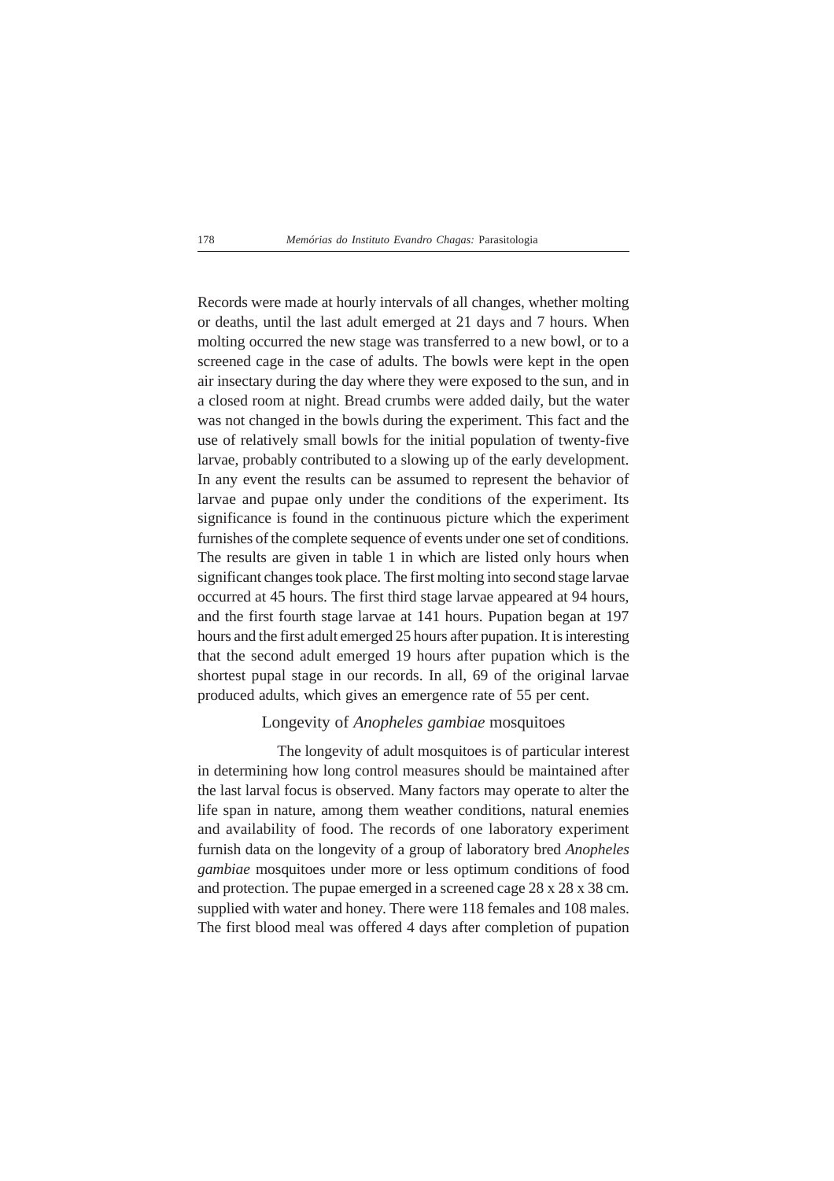Records were made at hourly intervals of all changes, whether molting or deaths, until the last adult emerged at 21 days and 7 hours. When molting occurred the new stage was transferred to a new bowl, or to a screened cage in the case of adults. The bowls were kept in the open air insectary during the day where they were exposed to the sun, and in a closed room at night. Bread crumbs were added daily, but the water was not changed in the bowls during the experiment. This fact and the use of relatively small bowls for the initial population of twenty-five larvae, probably contributed to a slowing up of the early development. In any event the results can be assumed to represent the behavior of larvae and pupae only under the conditions of the experiment. Its significance is found in the continuous picture which the experiment furnishes of the complete sequence of events under one set of conditions. The results are given in table 1 in which are listed only hours when significant changes took place. The first molting into second stage larvae occurred at 45 hours. The first third stage larvae appeared at 94 hours, and the first fourth stage larvae at 141 hours. Pupation began at 197 hours and the first adult emerged 25 hours after pupation. It is interesting that the second adult emerged 19 hours after pupation which is the shortest pupal stage in our records. In all, 69 of the original larvae produced adults, which gives an emergence rate of 55 per cent.

## Longevity of *Anopheles gambiae* mosquitoes

The longevity of adult mosquitoes is of particular interest in determining how long control measures should be maintained after the last larval focus is observed. Many factors may operate to alter the life span in nature, among them weather conditions, natural enemies and availability of food. The records of one laboratory experiment furnish data on the longevity of a group of laboratory bred *Anopheles gambiae* mosquitoes under more or less optimum conditions of food and protection. The pupae emerged in a screened cage 28 x 28 x 38 cm. supplied with water and honey. There were 118 females and 108 males. The first blood meal was offered 4 days after completion of pupation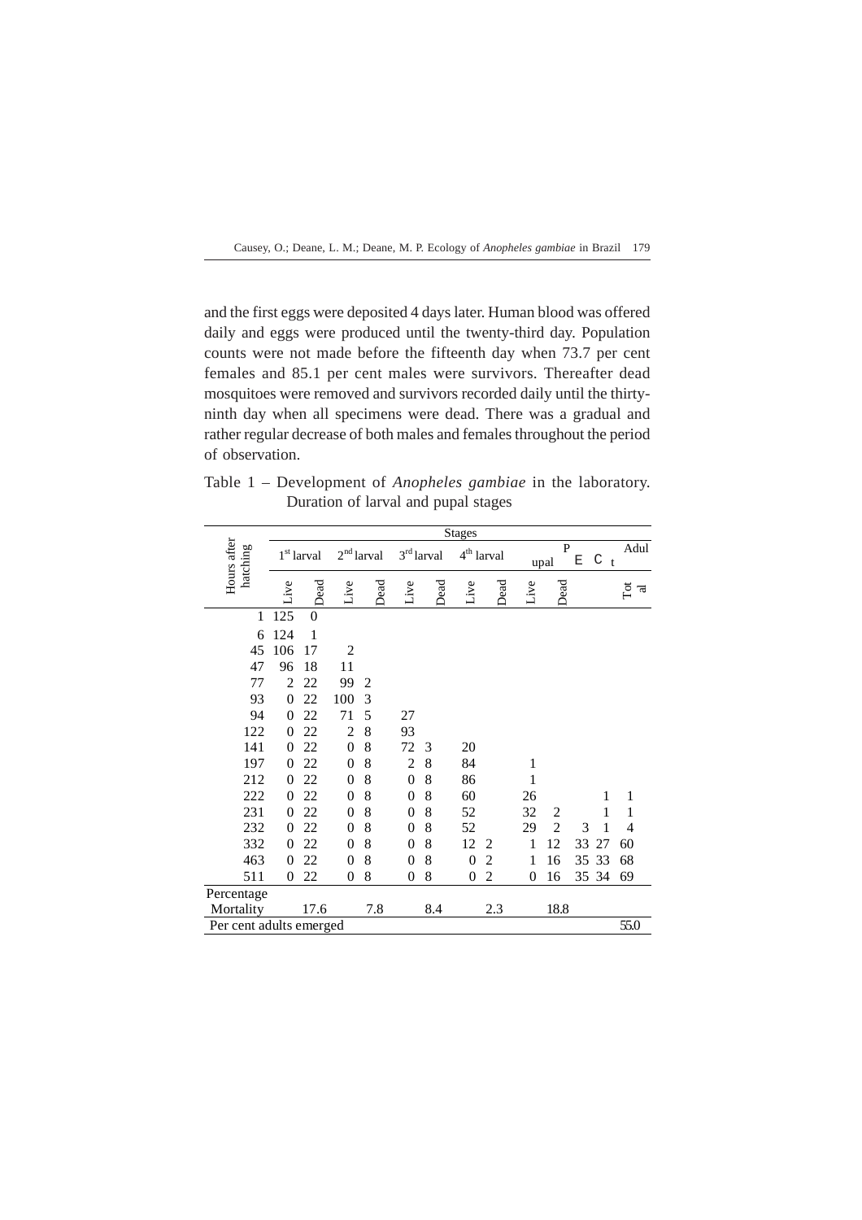and the first eggs were deposited 4 days later. Human blood was offered daily and eggs were produced until the twenty-third day. Population counts were not made before the fifteenth day when 73.7 per cent females and 85.1 per cent males were survivors. Thereafter dead mosquitoes were removed and survivors recorded daily until the thirty-ninth day when all specimens were dead. There was a gradual and rather regular decrease of both males and females throughout the period of observation.

Table 1 – Development of *Anopheles gambiae* in the laboratory. Duration of larval and pupal stages

| Hours after hatching | Stages | | | | | | | | | | | | |
|---|---|---|---|---|---|---|---|---|---|---|---|---|---|
| | 1st larval | | 2nd larval | | 3rd larval | | 4th larval | | Pupal | | Adult | | |
| | Live | Dead | Live | Dead | Live | Dead | Live | Dead | Live | Dead | E | C | Total |
| 1 | 125 | 0 | | | | | | | | | | | |
| 6 | 124 | 1 | | | | | | | | | | | |
| 45 | 106 | 17 | 2 | | | | | | | | | | |
| 47 | 96 | 18 | 11 | | | | | | | | | | |
| 77 | 2 | 22 | 99 | 2 | | | | | | | | | |
| 93 | 0 | 22 | 100 | 3 | | | | | | | | | |
| 94 | 0 | 22 | 71 | 5 | 27 | | | | | | | | |
| 122 | 0 | 22 | 2 | 8 | 93 | | | | | | | | |
| 141 | 0 | 22 | 0 | 8 | 72 | 3 | 20 | | | | | | |
| 197 | 0 | 22 | 0 | 8 | 2 | 8 | 84 | | 1 | | | | |
| 212 | 0 | 22 | 0 | 8 | 0 | 8 | 86 | | 1 | | | | |
| 222 | 0 | 22 | 0 | 8 | 0 | 8 | 60 | | 26 | | | 1 | 1 |
| 231 | 0 | 22 | 0 | 8 | 0 | 8 | 52 | | 32 | 2 | | 1 | 1 |
| 232 | 0 | 22 | 0 | 8 | 0 | 8 | 52 | | 29 | 2 | 3 | 1 | 4 |
| 332 | 0 | 22 | 0 | 8 | 0 | 8 | 12 | 2 | 1 | 12 | 33 | 27 | 60 |
| 463 | 0 | 22 | 0 | 8 | 0 | 8 | 0 | 2 | 1 | 16 | 35 | 33 | 68 |
| 511 | 0 | 22 | 0 | 8 | 0 | 8 | 0 | 2 | 0 | 16 | 35 | 34 | 69 |
| Percentage Mortality | | 17.6 | | 7.8 | | 8.4 | | 2.3 | | 18.8 | | | |
| Per cent adults emerged | | | | | | | | | | | | | 55.0 |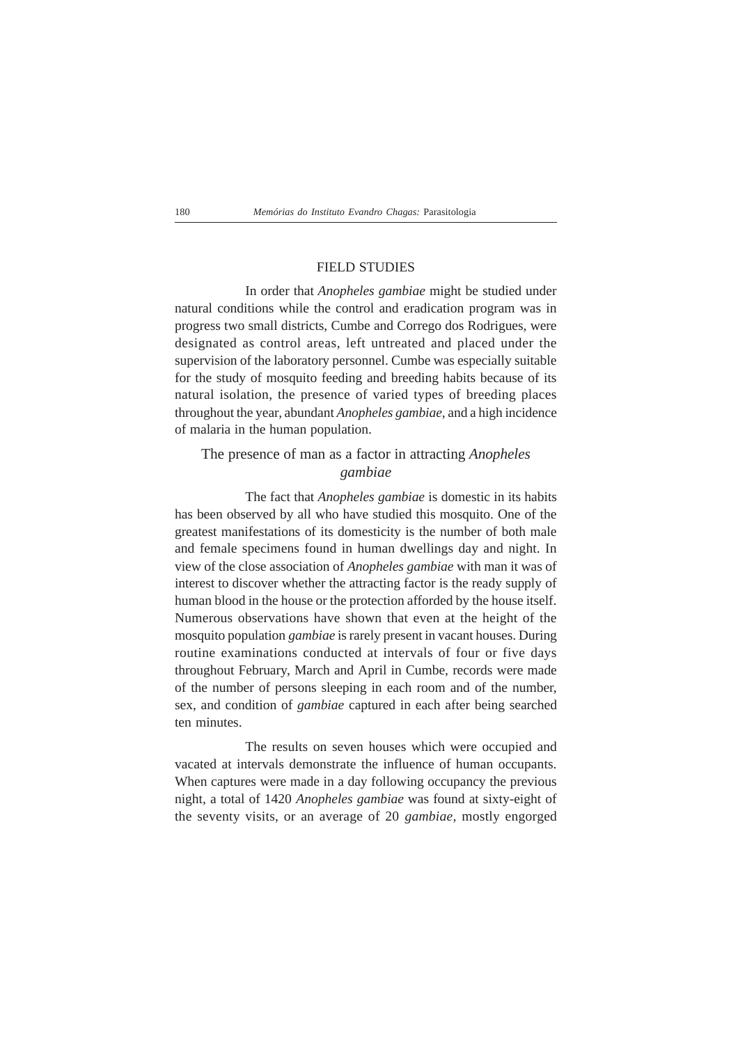## FIELD STUDIES

In order that *Anopheles gambiae* might be studied under natural conditions while the control and eradication program was in progress two small districts, Cumbe and Corrego dos Rodrigues, were designated as control areas, left untreated and placed under the supervision of the laboratory personnel. Cumbe was especially suitable for the study of mosquito feeding and breeding habits because of its natural isolation, the presence of varied types of breeding places throughout the year, abundant *Anopheles gambiae*, and a high incidence of malaria in the human population.

### The presence of man as a factor in attracting *Anopheles gambiae*

The fact that *Anopheles gambiae* is domestic in its habits has been observed by all who have studied this mosquito. One of the greatest manifestations of its domesticity is the number of both male and female specimens found in human dwellings day and night. In view of the close association of *Anopheles gambiae* with man it was of interest to discover whether the attracting factor is the ready supply of human blood in the house or the protection afforded by the house itself. Numerous observations have shown that even at the height of the mosquito population *gambiae* is rarely present in vacant houses. During routine examinations conducted at intervals of four or five days throughout February, March and April in Cumbe, records were made of the number of persons sleeping in each room and of the number, sex, and condition of *gambiae* captured in each after being searched ten minutes.

The results on seven houses which were occupied and vacated at intervals demonstrate the influence of human occupants. When captures were made in a day following occupancy the previous night, a total of 1420 *Anopheles gambiae* was found at sixty-eight of the seventy visits, or an average of 20 *gambiae*, mostly engorged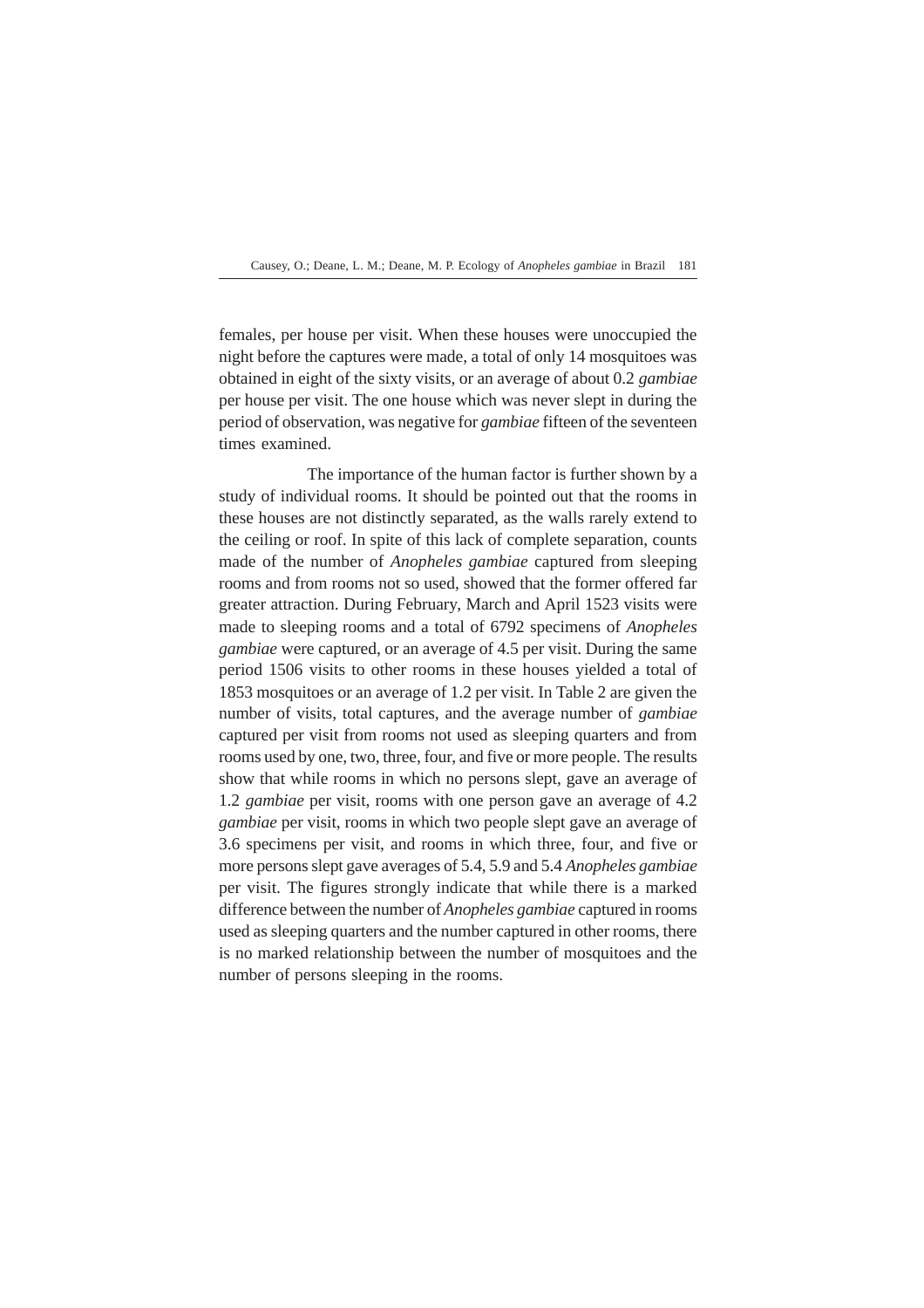females, per house per visit. When these houses were unoccupied the night before the captures were made, a total of only 14 mosquitoes was obtained in eight of the sixty visits, or an average of about 0.2 *gambiae* per house per visit. The one house which was never slept in during the period of observation, was negative for *gambiae* fifteen of the seventeen times examined.

The importance of the human factor is further shown by a study of individual rooms. It should be pointed out that the rooms in these houses are not distinctly separated, as the walls rarely extend to the ceiling or roof. In spite of this lack of complete separation, counts made of the number of *Anopheles gambiae* captured from sleeping rooms and from rooms not so used, showed that the former offered far greater attraction. During February, March and April 1523 visits were made to sleeping rooms and a total of 6792 specimens of *Anopheles gambiae* were captured, or an average of 4.5 per visit. During the same period 1506 visits to other rooms in these houses yielded a total of 1853 mosquitoes or an average of 1.2 per visit. In Table 2 are given the number of visits, total captures, and the average number of *gambiae* captured per visit from rooms not used as sleeping quarters and from rooms used by one, two, three, four, and five or more people. The results show that while rooms in which no persons slept, gave an average of 1.2 *gambiae* per visit, rooms with one person gave an average of 4.2 *gambiae* per visit, rooms in which two people slept gave an average of 3.6 specimens per visit, and rooms in which three, four, and five or more persons slept gave averages of 5.4, 5.9 and 5.4 *Anopheles gambiae* per visit. The figures strongly indicate that while there is a marked difference between the number of *Anopheles gambiae* captured in rooms used as sleeping quarters and the number captured in other rooms, there is no marked relationship between the number of mosquitoes and the number of persons sleeping in the rooms.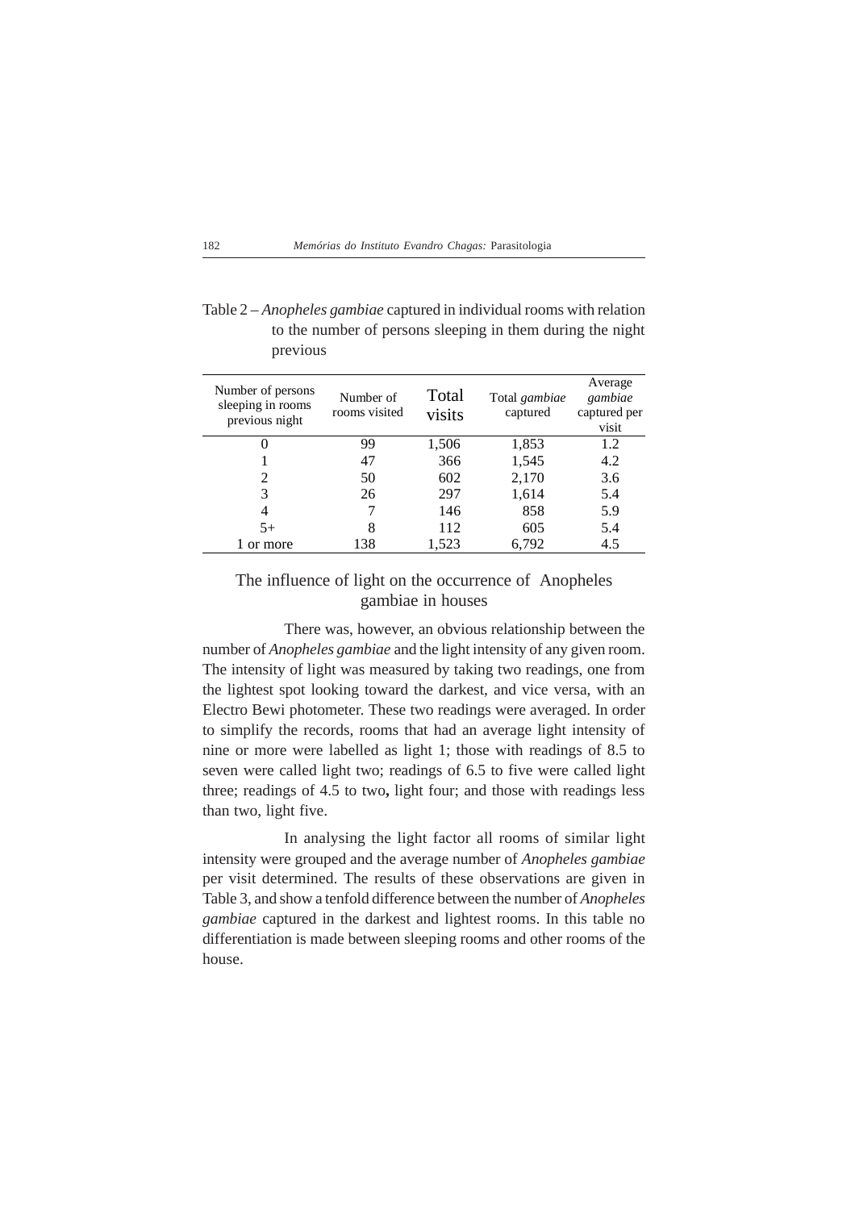Table 2 – *Anopheles gambiae* captured in individual rooms with relation to the number of persons sleeping in them during the night previous

| Number of persons sleeping in rooms previous night | Number of rooms visited | Total visits | Total *gambiae* captured | Average *gambiae* captured per visit |
|---|---|---|---|---|
| 0 | 99 | 1,506 | 1,853 | 1.2 |
| 1 | 47 | 366 | 1,545 | 4.2 |
| 2 | 50 | 602 | 2,170 | 3.6 |
| 3 | 26 | 297 | 1,614 | 5.4 |
| 4 | 7 | 146 | 858 | 5.9 |
| 5+ | 8 | 112 | 605 | 5.4 |
| 1 or more | 138 | 1,523 | 6,792 | 4.5 |

## The influence of light on the occurrence of Anopheles gambiae in houses

There was, however, an obvious relationship between the number of *Anopheles gambiae* and the light intensity of any given room. The intensity of light was measured by taking two readings, one from the lightest spot looking toward the darkest, and vice versa, with an Electro Bewi photometer. These two readings were averaged. In order to simplify the records, rooms that had an average light intensity of nine or more were labelled as light 1; those with readings of 8.5 to seven were called light two; readings of 6.5 to five were called light three; readings of 4.5 to two**,** light four; and those with readings less than two, light five.

In analysing the light factor all rooms of similar light intensity were grouped and the average number of *Anopheles gambiae* per visit determined. The results of these observations are given in Table 3, and show a tenfold difference between the number of *Anopheles gambiae* captured in the darkest and lightest rooms. In this table no differentiation is made between sleeping rooms and other rooms of the house.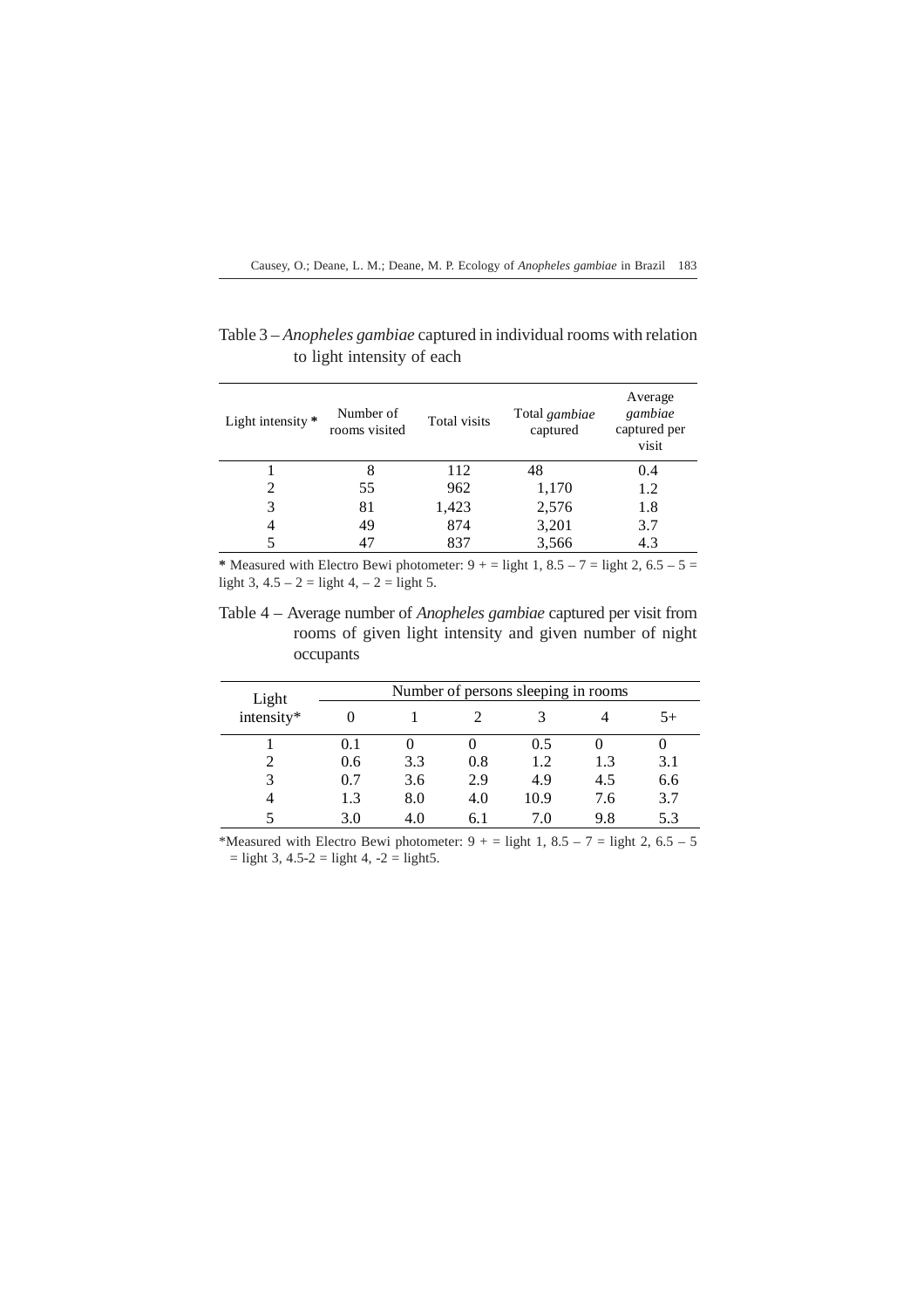Table 3 – *Anopheles gambiae* captured in individual rooms with relation to light intensity of each

| Light intensity * | Number of rooms visited | Total visits | Total *gambiae* captured | Average *gambiae* captured per visit |
|---|---|---|---|---|
| 1 | 8 | 112 | 48 | 0.4 |
| 2 | 55 | 962 | 1,170 | 1.2 |
| 3 | 81 | 1,423 | 2,576 | 1.8 |
| 4 | 49 | 874 | 3,201 | 3.7 |
| 5 | 47 | 837 | 3,566 | 4.3 |

* Measured with Electro Bewi photometer: 9 + = light 1, 8.5 – 7 = light 2, 6.5 – 5 = light 3, 4.5 – 2 = light 4, – 2 = light 5.

Table 4 – Average number of *Anopheles gambiae* captured per visit from rooms of given light intensity and given number of night occupants

| Light intensity* | Number of persons sleeping in rooms | | | | | |
|---|---|---|---|---|---|---|
| | 0 | 1 | 2 | 3 | 4 | 5+ |
| 1 | 0.1 | 0 | 0 | 0.5 | 0 | 0 |
| 2 | 0.6 | 3.3 | 0.8 | 1.2 | 1.3 | 3.1 |
| 3 | 0.7 | 3.6 | 2.9 | 4.9 | 4.5 | 6.6 |
| 4 | 1.3 | 8.0 | 4.0 | 10.9 | 7.6 | 3.7 |
| 5 | 3.0 | 4.0 | 6.1 | 7.0 | 9.8 | 5.3 |

*Measured with Electro Bewi photometer: 9 + = light 1, 8.5 – 7 = light 2, 6.5 – 5 = light 3, 4.5-2 = light 4, -2 = light5.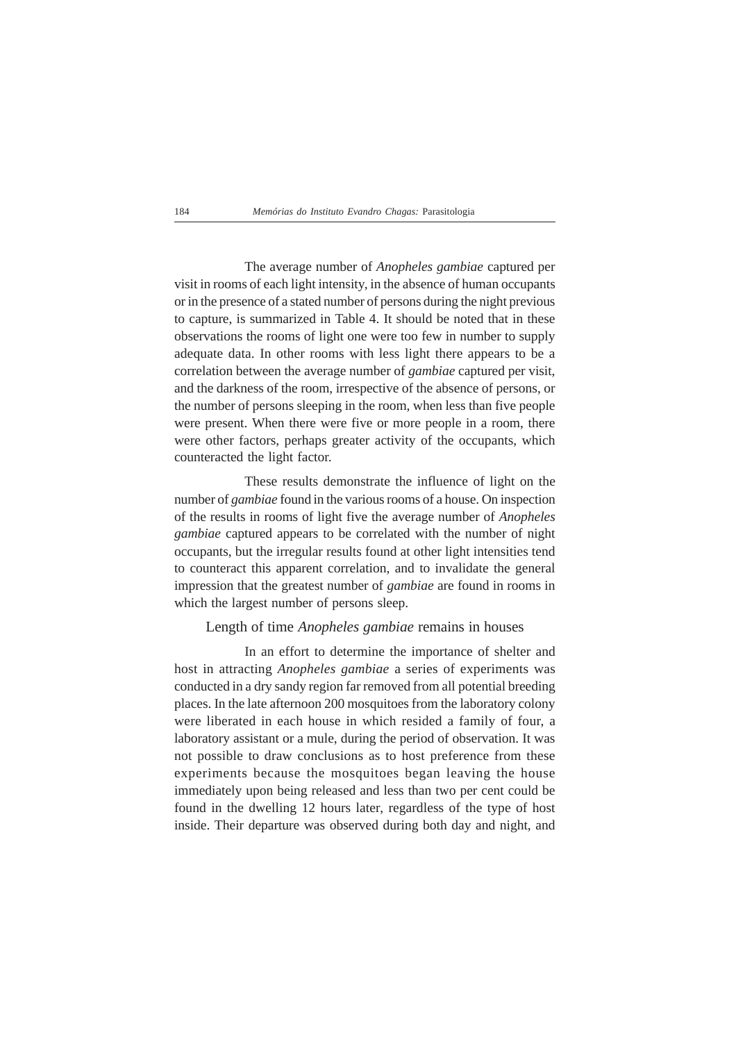The average number of *Anopheles gambiae* captured per visit in rooms of each light intensity, in the absence of human occupants or in the presence of a stated number of persons during the night previous to capture, is summarized in Table 4. It should be noted that in these observations the rooms of light one were too few in number to supply adequate data. In other rooms with less light there appears to be a correlation between the average number of *gambiae* captured per visit, and the darkness of the room, irrespective of the absence of persons, or the number of persons sleeping in the room, when less than five people were present. When there were five or more people in a room, there were other factors, perhaps greater activity of the occupants, which counteracted the light factor.

These results demonstrate the influence of light on the number of *gambiae* found in the various rooms of a house. On inspection of the results in rooms of light five the average number of *Anopheles gambiae* captured appears to be correlated with the number of night occupants, but the irregular results found at other light intensities tend to counteract this apparent correlation, and to invalidate the general impression that the greatest number of *gambiae* are found in rooms in which the largest number of persons sleep.

## Length of time *Anopheles gambiae* remains in houses

In an effort to determine the importance of shelter and host in attracting *Anopheles gambiae* a series of experiments was conducted in a dry sandy region far removed from all potential breeding places. In the late afternoon 200 mosquitoes from the laboratory colony were liberated in each house in which resided a family of four, a laboratory assistant or a mule, during the period of observation. It was not possible to draw conclusions as to host preference from these experiments because the mosquitoes began leaving the house immediately upon being released and less than two per cent could be found in the dwelling 12 hours later, regardless of the type of host inside. Their departure was observed during both day and night, and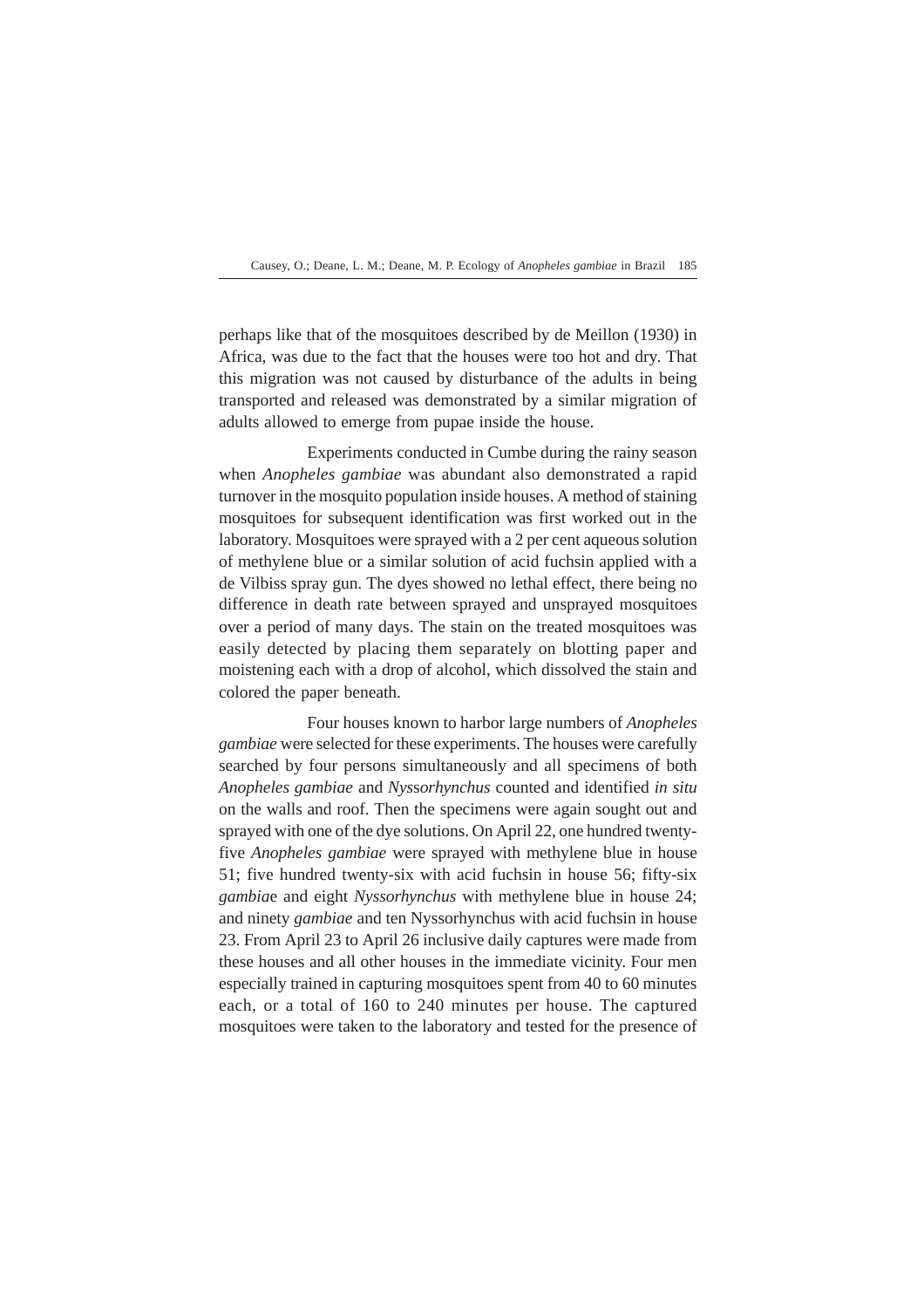perhaps like that of the mosquitoes described by de Meillon (1930) in Africa, was due to the fact that the houses were too hot and dry. That this migration was not caused by disturbance of the adults in being transported and released was demonstrated by a similar migration of adults allowed to emerge from pupae inside the house.

Experiments conducted in Cumbe during the rainy season when *Anopheles gambiae* was abundant also demonstrated a rapid turnover in the mosquito population inside houses. A method of staining mosquitoes for subsequent identification was first worked out in the laboratory. Mosquitoes were sprayed with a 2 per cent aqueous solution of methylene blue or a similar solution of acid fuchsin applied with a de Vilbiss spray gun. The dyes showed no lethal effect, there being no difference in death rate between sprayed and unsprayed mosquitoes over a period of many days. The stain on the treated mosquitoes was easily detected by placing them separately on blotting paper and moistening each with a drop of alcohol, which dissolved the stain and colored the paper beneath.

Four houses known to harbor large numbers of *Anopheles gambiae* were selected for these experiments. The houses were carefully searched by four persons simultaneously and all specimens of both *Anopheles gambiae* and *Nyssorhynchus* counted and identified *in situ* on the walls and roof. Then the specimens were again sought out and sprayed with one of the dye solutions. On April 22, one hundred twenty-five *Anopheles gambiae* were sprayed with methylene blue in house 51; five hundred twenty-six with acid fuchsin in house 56; fifty-six *gambiae* and eight *Nyssorhynchus* with methylene blue in house 24; and ninety *gambiae* and ten Nyssorhynchus with acid fuchsin in house 23. From April 23 to April 26 inclusive daily captures were made from these houses and all other houses in the immediate vicinity. Four men especially trained in capturing mosquitoes spent from 40 to 60 minutes each, or a total of 160 to 240 minutes per house. The captured mosquitoes were taken to the laboratory and tested for the presence of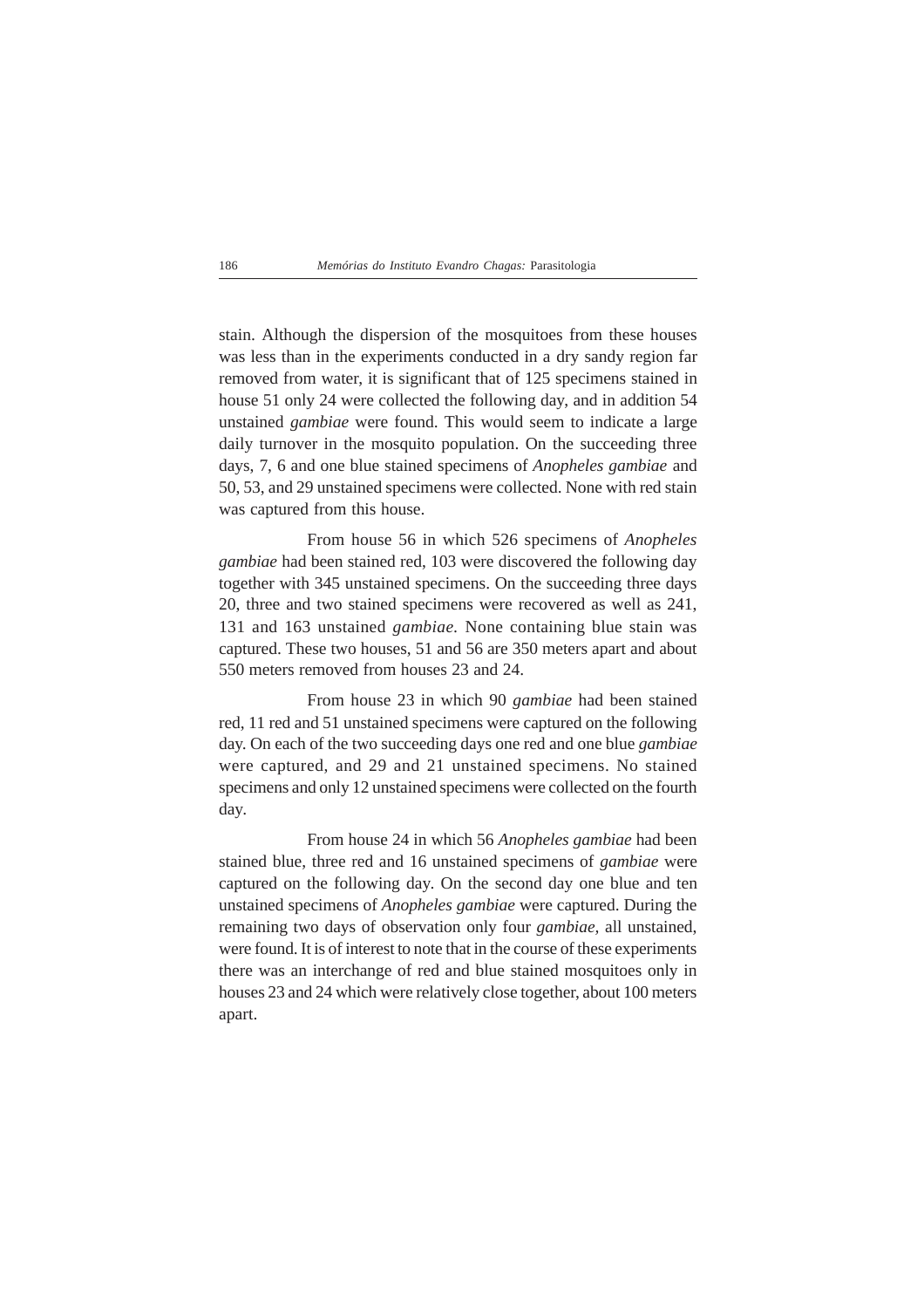stain. Although the dispersion of the mosquitoes from these houses was less than in the experiments conducted in a dry sandy region far removed from water, it is significant that of 125 specimens stained in house 51 only 24 were collected the following day, and in addition 54 unstained *gambiae* were found. This would seem to indicate a large daily turnover in the mosquito population. On the succeeding three days, 7, 6 and one blue stained specimens of *Anopheles gambiae* and 50, 53, and 29 unstained specimens were collected. None with red stain was captured from this house.

From house 56 in which 526 specimens of *Anopheles gambiae* had been stained red, 103 were discovered the following day together with 345 unstained specimens. On the succeeding three days 20, three and two stained specimens were recovered as well as 241, 131 and 163 unstained *gambiae.* None containing blue stain was captured. These two houses, 51 and 56 are 350 meters apart and about 550 meters removed from houses 23 and 24.

From house 23 in which 90 *gambiae* had been stained red, 11 red and 51 unstained specimens were captured on the following day. On each of the two succeeding days one red and one blue *gambiae* were captured, and 29 and 21 unstained specimens. No stained specimens and only 12 unstained specimens were collected on the fourth day.

From house 24 in which 56 *Anopheles gambiae* had been stained blue, three red and 16 unstained specimens of *gambiae* were captured on the following day. On the second day one blue and ten unstained specimens of *Anopheles gambiae* were captured. During the remaining two days of observation only four *gambiae,* all unstained, were found. It is of interest to note that in the course of these experiments there was an interchange of red and blue stained mosquitoes only in houses 23 and 24 which were relatively close together, about 100 meters apart.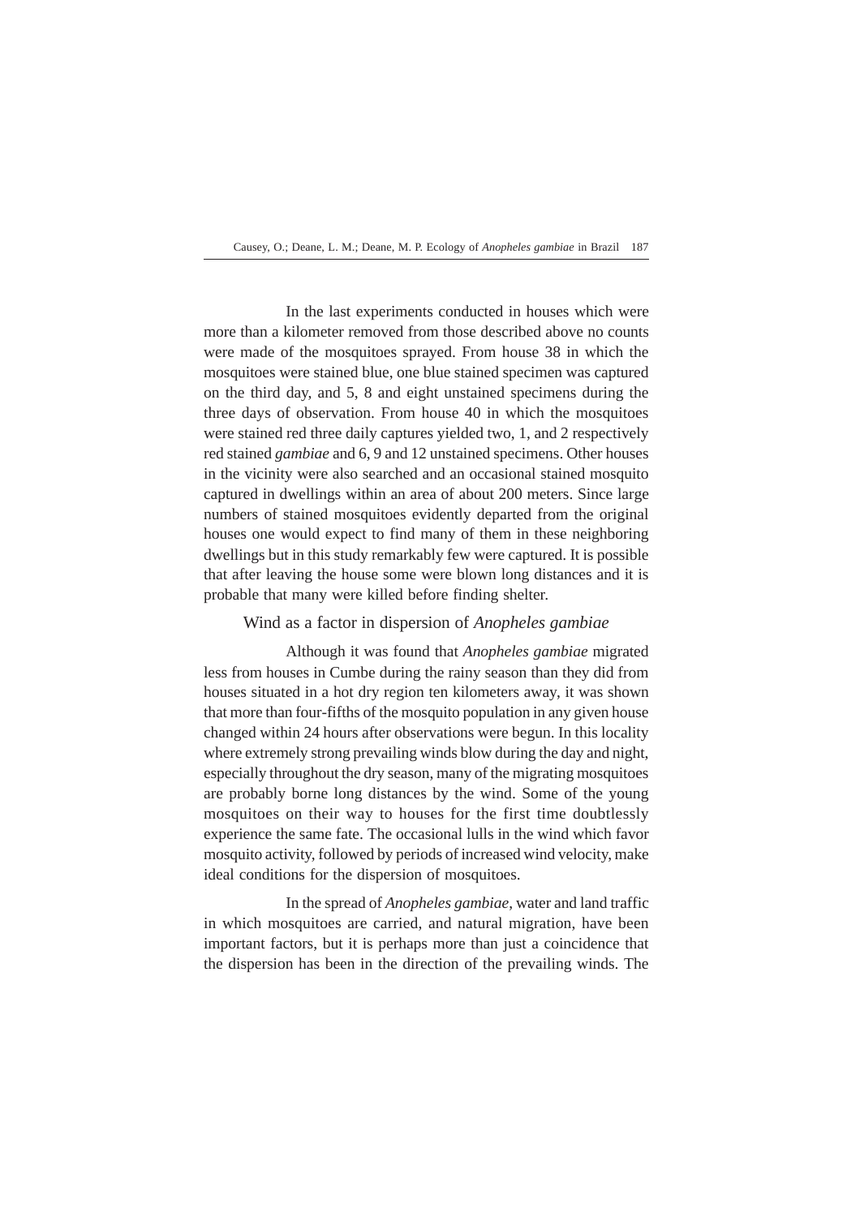In the last experiments conducted in houses which were more than a kilometer removed from those described above no counts were made of the mosquitoes sprayed. From house 38 in which the mosquitoes were stained blue, one blue stained specimen was captured on the third day, and 5, 8 and eight unstained specimens during the three days of observation. From house 40 in which the mosquitoes were stained red three daily captures yielded two, 1, and 2 respectively red stained *gambiae* and 6, 9 and 12 unstained specimens. Other houses in the vicinity were also searched and an occasional stained mosquito captured in dwellings within an area of about 200 meters. Since large numbers of stained mosquitoes evidently departed from the original houses one would expect to find many of them in these neighboring dwellings but in this study remarkably few were captured. It is possible that after leaving the house some were blown long distances and it is probable that many were killed before finding shelter.

## Wind as a factor in dispersion of *Anopheles gambiae*

Although it was found that *Anopheles gambiae* migrated less from houses in Cumbe during the rainy season than they did from houses situated in a hot dry region ten kilometers away, it was shown that more than four-fifths of the mosquito population in any given house changed within 24 hours after observations were begun. In this locality where extremely strong prevailing winds blow during the day and night, especially throughout the dry season, many of the migrating mosquitoes are probably borne long distances by the wind. Some of the young mosquitoes on their way to houses for the first time doubtlessly experience the same fate. The occasional lulls in the wind which favor mosquito activity, followed by periods of increased wind velocity, make ideal conditions for the dispersion of mosquitoes.

In the spread of *Anopheles gambiae*, water and land traffic in which mosquitoes are carried, and natural migration, have been important factors, but it is perhaps more than just a coincidence that the dispersion has been in the direction of the prevailing winds. The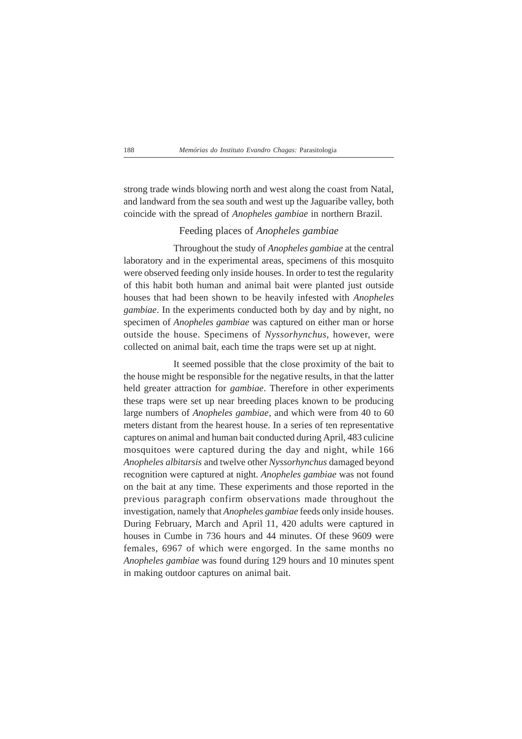strong trade winds blowing north and west along the coast from Natal, and landward from the sea south and west up the Jaguaribe valley, both coincide with the spread of *Anopheles gambiae* in northern Brazil.

## Feeding places of *Anopheles gambiae*

Throughout the study of *Anopheles gambiae* at the central laboratory and in the experimental areas, specimens of this mosquito were observed feeding only inside houses. In order to test the regularity of this habit both human and animal bait were planted just outside houses that had been shown to be heavily infested with *Anopheles gambiae*. In the experiments conducted both by day and by night, no specimen of *Anopheles gambiae* was captured on either man or horse outside the house. Specimens of *Nyssorhynchus*, however, were collected on animal bait, each time the traps were set up at night.

It seemed possible that the close proximity of the bait to the house might be responsible for the negative results, in that the latter held greater attraction for *gambiae*. Therefore in other experiments these traps were set up near breeding places known to be producing large numbers of *Anopheles gambiae*, and which were from 40 to 60 meters distant from the hearest house. In a series of ten representative captures on animal and human bait conducted during April, 483 culicine mosquitoes were captured during the day and night, while 166 *Anopheles albitarsis* and twelve other *Nyssorhynchus* damaged beyond recognition were captured at night. *Anopheles gambiae* was not found on the bait at any time. These experiments and those reported in the previous paragraph confirm observations made throughout the investigation, namely that *Anopheles gambiae* feeds only inside houses. During February, March and April 11, 420 adults were captured in houses in Cumbe in 736 hours and 44 minutes. Of these 9609 were females, 6967 of which were engorged. In the same months no *Anopheles gambiae* was found during 129 hours and 10 minutes spent in making outdoor captures on animal bait.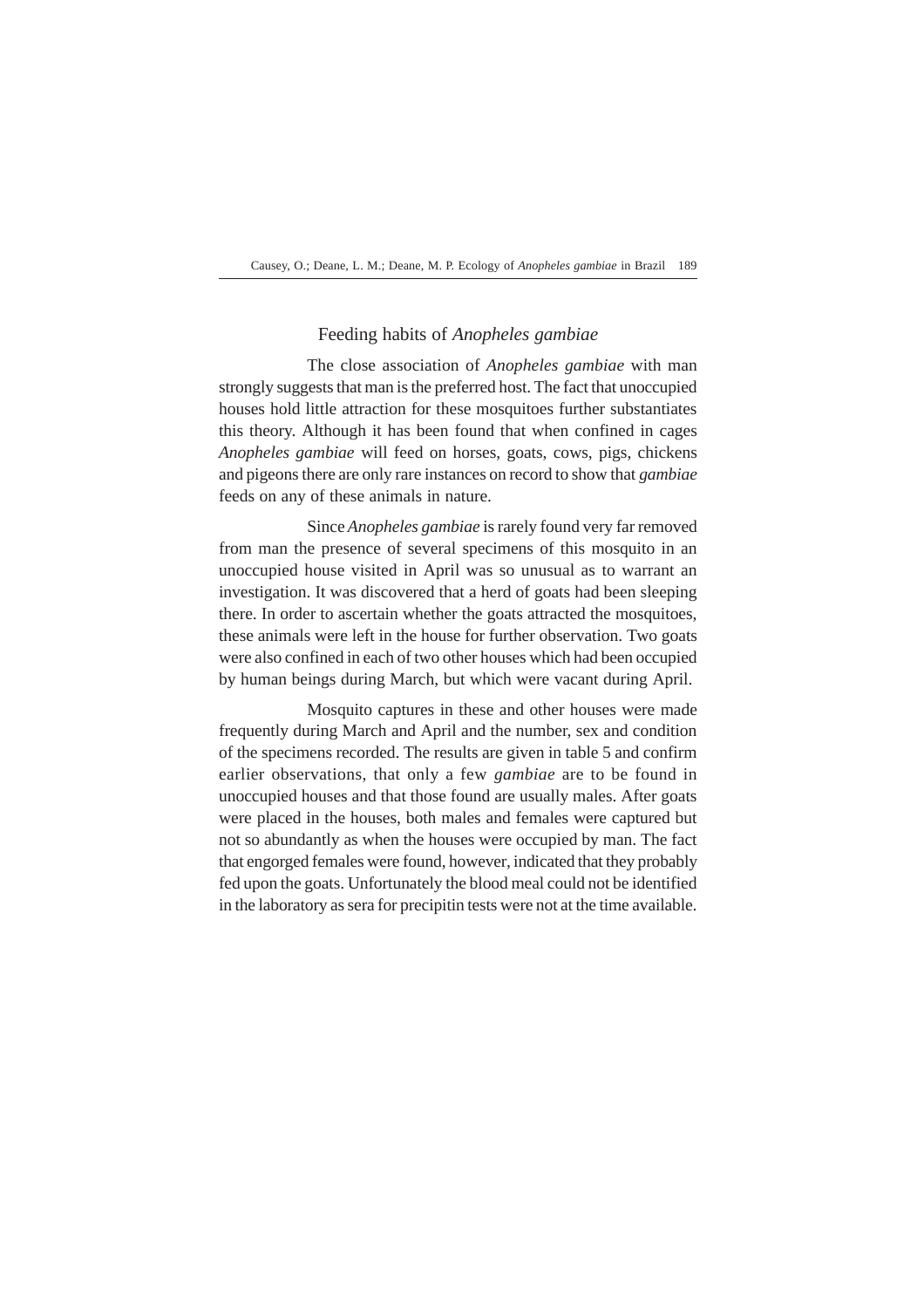## Feeding habits of *Anopheles gambiae*

The close association of *Anopheles gambiae* with man strongly suggests that man is the preferred host. The fact that unoccupied houses hold little attraction for these mosquitoes further substantiates this theory. Although it has been found that when confined in cages *Anopheles gambiae* will feed on horses, goats, cows, pigs, chickens and pigeons there are only rare instances on record to show that *gambiae* feeds on any of these animals in nature.

Since *Anopheles gambiae* is rarely found very far removed from man the presence of several specimens of this mosquito in an unoccupied house visited in April was so unusual as to warrant an investigation. It was discovered that a herd of goats had been sleeping there. In order to ascertain whether the goats attracted the mosquitoes, these animals were left in the house for further observation. Two goats were also confined in each of two other houses which had been occupied by human beings during March, but which were vacant during April.

Mosquito captures in these and other houses were made frequently during March and April and the number, sex and condition of the specimens recorded. The results are given in table 5 and confirm earlier observations, that only a few *gambiae* are to be found in unoccupied houses and that those found are usually males. After goats were placed in the houses, both males and females were captured but not so abundantly as when the houses were occupied by man. The fact that engorged females were found, however, indicated that they probably fed upon the goats. Unfortunately the blood meal could not be identified in the laboratory as sera for precipitin tests were not at the time available.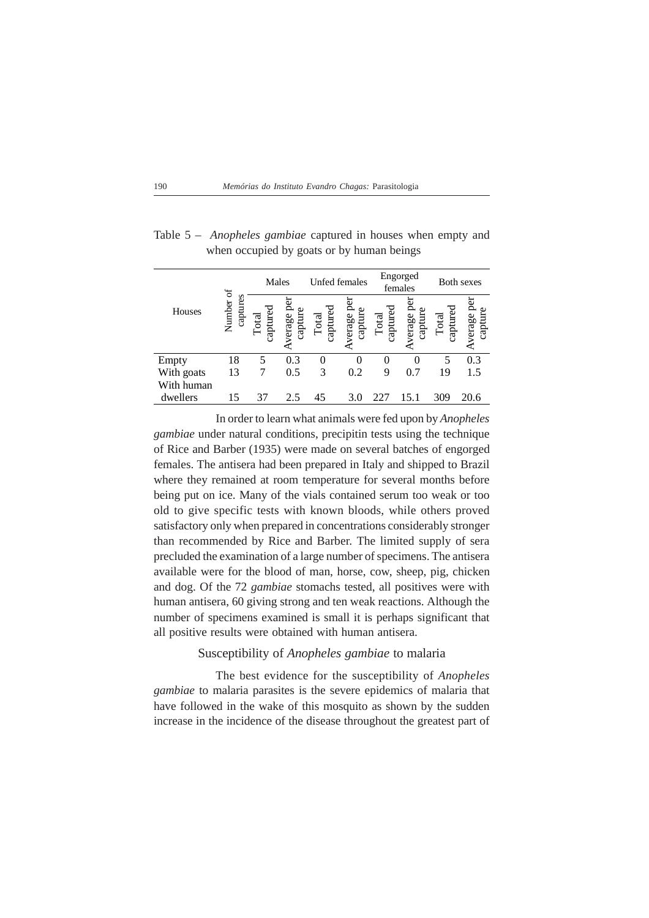Table 5 – *Anopheles gambiae* captured in houses when empty and when occupied by goats or by human beings

| Houses | Number of captures | Males | | Unfed females | | Engorged females | | Both sexes | |
|---|---|---|---|---|---|---|---|---|---|
| | | Total captured | Average per capture | Total captured | Average per capture | Total captured | Average per capture | Total captured | Average per capture |
| Empty | 18 | 5 | 0.3 | 0 | 0 | 0 | 0 | 5 | 0.3 |
| With goats | 13 | 7 | 0.5 | 3 | 0.2 | 9 | 0.7 | 19 | 1.5 |
| With human dwellers | 15 | 37 | 2.5 | 45 | 3.0 | 227 | 15.1 | 309 | 20.6 |

In order to learn what animals were fed upon by *Anopheles gambiae* under natural conditions, precipitin tests using the technique of Rice and Barber (1935) were made on several batches of engorged females. The antisera had been prepared in Italy and shipped to Brazil where they remained at room temperature for several months before being put on ice. Many of the vials contained serum too weak or too old to give specific tests with known bloods, while others proved satisfactory only when prepared in concentrations considerably stronger than recommended by Rice and Barber. The limited supply of sera precluded the examination of a large number of specimens. The antisera available were for the blood of man, horse, cow, sheep, pig, chicken and dog. Of the 72 *gambiae* stomachs tested, all positives were with human antisera, 60 giving strong and ten weak reactions. Although the number of specimens examined is small it is perhaps significant that all positive results were obtained with human antisera.

## Susceptibility of *Anopheles gambiae* to malaria

The best evidence for the susceptibility of *Anopheles gambiae* to malaria parasites is the severe epidemics of malaria that have followed in the wake of this mosquito as shown by the sudden increase in the incidence of the disease throughout the greatest part of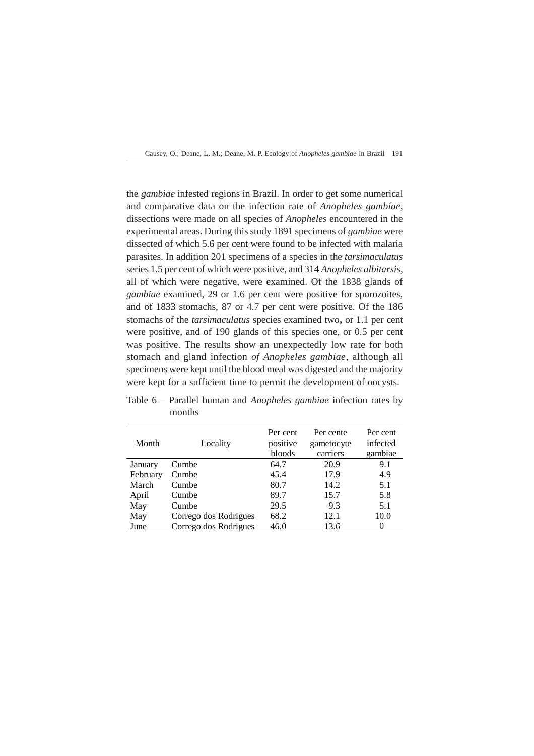the *gambiae* infested regions in Brazil. In order to get some numerical and comparative data on the infection rate of *Anopheles gambíae*, dissections were made on all species of *Anopheles* encountered in the experimental areas. During this study 1891 specimens of *gambiae* were dissected of which 5.6 per cent were found to be infected with malaria parasites. In addition 201 specimens of a species in the *tarsimaculatus* series 1.5 per cent of which were positive, and 314 *Anopheles albitarsis,* all of which were negative, were examined. Of the 1838 glands of *gambiae* examined, 29 or 1.6 per cent were positive for sporozoites, and of 1833 stomachs, 87 or 4.7 per cent were positive. Of the 186 stomachs of the *tarsimaculatus* species examined two**,** or 1.1 per cent were positive, and of 190 glands of this species one, or 0.5 per cent was positive. The results show an unexpectedly low rate for both stomach and gland infection *of Anopheles gambiae*, although all specimens were kept until the blood meal was digested and the majority were kept for a sufficient time to permit the development of oocysts.

Table 6 – Parallel human and *Anopheles gambiae* infection rates by months

| Month | Locality | Per cent positive bloods | Per cente gametocyte carriers | Per cent infected gambiae |
|---|---|---|---|---|
| January | Cumbe | 64.7 | 20.9 | 9.1 |
| February | Cumbe | 45.4 | 17.9 | 4.9 |
| March | Cumbe | 80.7 | 14.2 | 5.1 |
| April | Cumbe | 89.7 | 15.7 | 5.8 |
| May | Cumbe | 29.5 | 9.3 | 5.1 |
| May | Corrego dos Rodrigues | 68.2 | 12.1 | 10.0 |
| June | Corrego dos Rodrigues | 46.0 | 13.6 | 0 |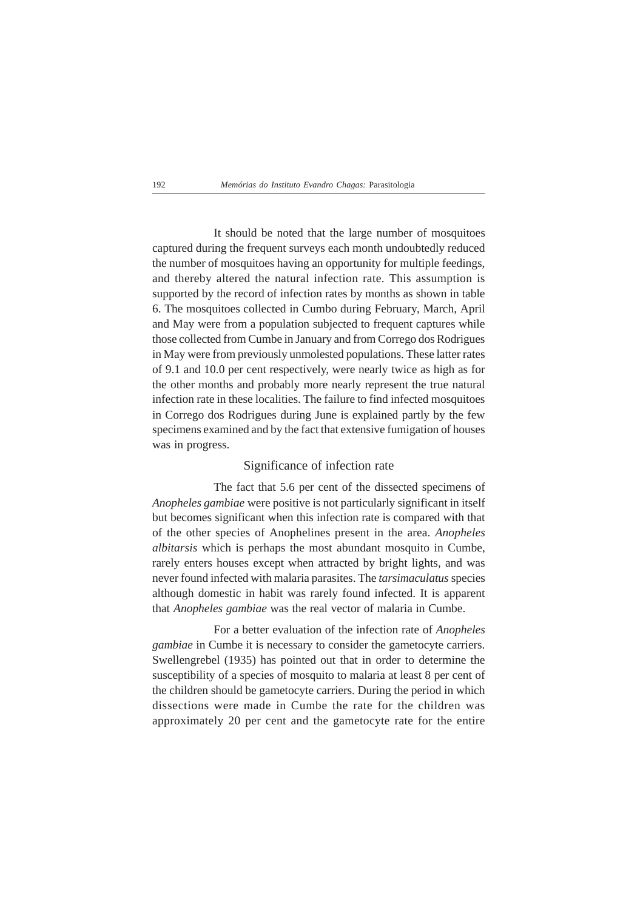It should be noted that the large number of mosquitoes captured during the frequent surveys each month undoubtedly reduced the number of mosquitoes having an opportunity for multiple feedings, and thereby altered the natural infection rate. This assumption is supported by the record of infection rates by months as shown in table 6. The mosquitoes collected in Cumbo during February, March, April and May were from a population subjected to frequent captures while those collected from Cumbe in January and from Corrego dos Rodrigues in May were from previously unmolested populations. These latter rates of 9.1 and 10.0 per cent respectively, were nearly twice as high as for the other months and probably more nearly represent the true natural infection rate in these localities. The failure to find infected mosquitoes in Corrego dos Rodrigues during June is explained partly by the few specimens examined and by the fact that extensive fumigation of houses was in progress.

## Significance of infection rate

The fact that 5.6 per cent of the dissected specimens of *Anopheles gambiae* were positive is not particularly significant in itself but becomes significant when this infection rate is compared with that of the other species of Anophelines present in the area. *Anopheles albitarsis* which is perhaps the most abundant mosquito in Cumbe, rarely enters houses except when attracted by bright lights, and was never found infected with malaria parasites. The *tarsimaculatus* species although domestic in habit was rarely found infected. It is apparent that *Anopheles gambiae* was the real vector of malaria in Cumbe.

For a better evaluation of the infection rate of *Anopheles gambiae* in Cumbe it is necessary to consider the gametocyte carriers. Swellengrebel (1935) has pointed out that in order to determine the susceptibility of a species of mosquito to malaria at least 8 per cent of the children should be gametocyte carriers. During the period in which dissections were made in Cumbe the rate for the children was approximately 20 per cent and the gametocyte rate for the entire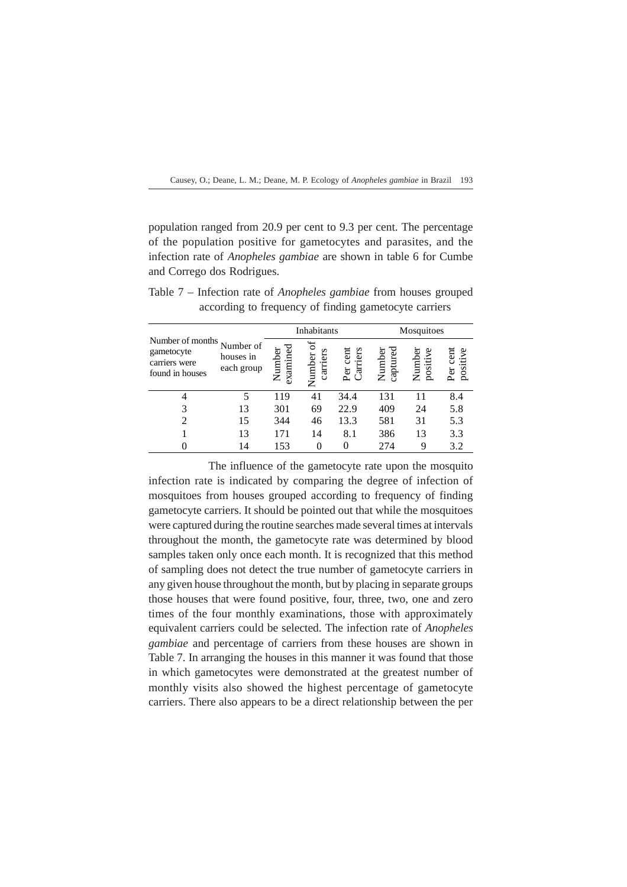population ranged from 20.9 per cent to 9.3 per cent. The percentage of the population positive for gametocytes and parasites, and the infection rate of *Anopheles gambiae* are shown in table 6 for Cumbe and Corrego dos Rodrigues.

Table 7 – Infection rate of *Anopheles gambiae* from houses grouped according to frequency of finding gametocyte carriers

| Number of months gametocyte carriers were found in houses | Number of houses in each group | Inhabitants | | | Mosquitoes | | |
|---|---|---|---|---|---|---|---|
| | | Number examined | Number of carriers | Per cent Carriers | Number captured | Number positive | Per cent positive |
| 4 | 5 | 119 | 41 | 34.4 | 131 | 11 | 8.4 |
| 3 | 13 | 301 | 69 | 22.9 | 409 | 24 | 5.8 |
| 2 | 15 | 344 | 46 | 13.3 | 581 | 31 | 5.3 |
| 1 | 13 | 171 | 14 | 8.1 | 386 | 13 | 3.3 |
| 0 | 14 | 153 | 0 | 0 | 274 | 9 | 3.2 |

The influence of the gametocyte rate upon the mosquito infection rate is indicated by comparing the degree of infection of mosquitoes from houses grouped according to frequency of finding gametocyte carriers. It should be pointed out that while the mosquitoes were captured during the routine searches made several times at intervals throughout the month, the gametocyte rate was determined by blood samples taken only once each month. It is recognized that this method of sampling does not detect the true number of gametocyte carriers in any given house throughout the month, but by placing in separate groups those houses that were found positive, four, three, two, one and zero times of the four monthly examinations, those with approximately equivalent carriers could be selected. The infection rate of *Anopheles gambiae* and percentage of carriers from these houses are shown in Table 7. In arranging the houses in this manner it was found that those in which gametocytes were demonstrated at the greatest number of monthly visits also showed the highest percentage of gametocyte carriers. There also appears to be a direct relationship between the per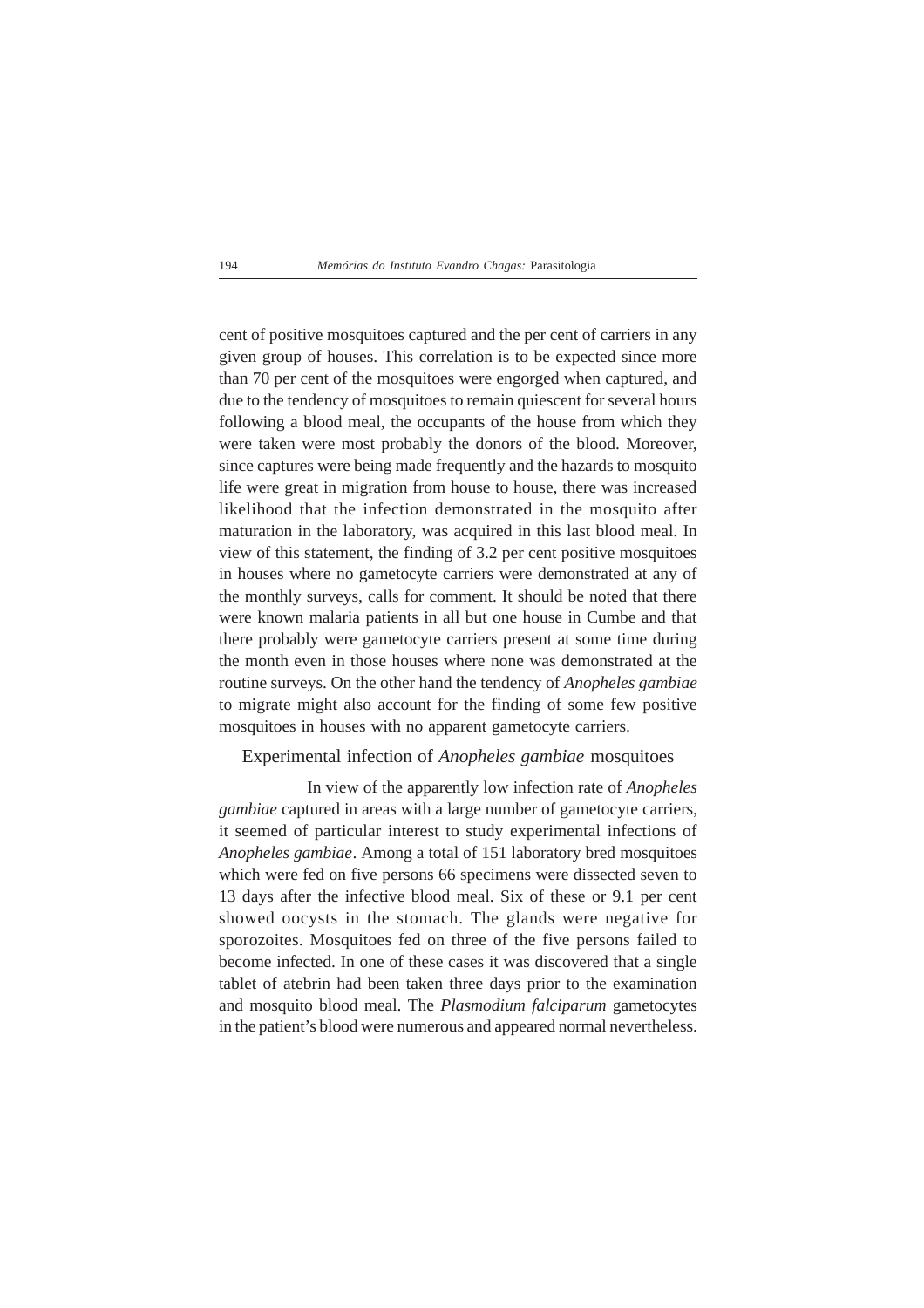cent of positive mosquitoes captured and the per cent of carriers in any given group of houses. This correlation is to be expected since more than 70 per cent of the mosquitoes were engorged when captured, and due to the tendency of mosquitoes to remain quiescent for several hours following a blood meal, the occupants of the house from which they were taken were most probably the donors of the blood. Moreover, since captures were being made frequently and the hazards to mosquito life were great in migration from house to house, there was increased likelihood that the infection demonstrated in the mosquito after maturation in the laboratory, was acquired in this last blood meal. In view of this statement, the finding of 3.2 per cent positive mosquitoes in houses where no gametocyte carriers were demonstrated at any of the monthly surveys, calls for comment. It should be noted that there were known malaria patients in all but one house in Cumbe and that there probably were gametocyte carriers present at some time during the month even in those houses where none was demonstrated at the routine surveys. On the other hand the tendency of *Anopheles gambiae* to migrate might also account for the finding of some few positive mosquitoes in houses with no apparent gametocyte carriers.

## Experimental infection of *Anopheles gambiae* mosquitoes

In view of the apparently low infection rate of *Anopheles gambiae* captured in areas with a large number of gametocyte carriers, it seemed of particular interest to study experimental infections of *Anopheles gambiae*. Among a total of 151 laboratory bred mosquitoes which were fed on five persons 66 specimens were dissected seven to 13 days after the infective blood meal. Six of these or 9.1 per cent showed oocysts in the stomach. The glands were negative for sporozoites. Mosquitoes fed on three of the five persons failed to become infected. In one of these cases it was discovered that a single tablet of atebrin had been taken three days prior to the examination and mosquito blood meal. The *Plasmodium falciparum* gametocytes in the patient's blood were numerous and appeared normal nevertheless.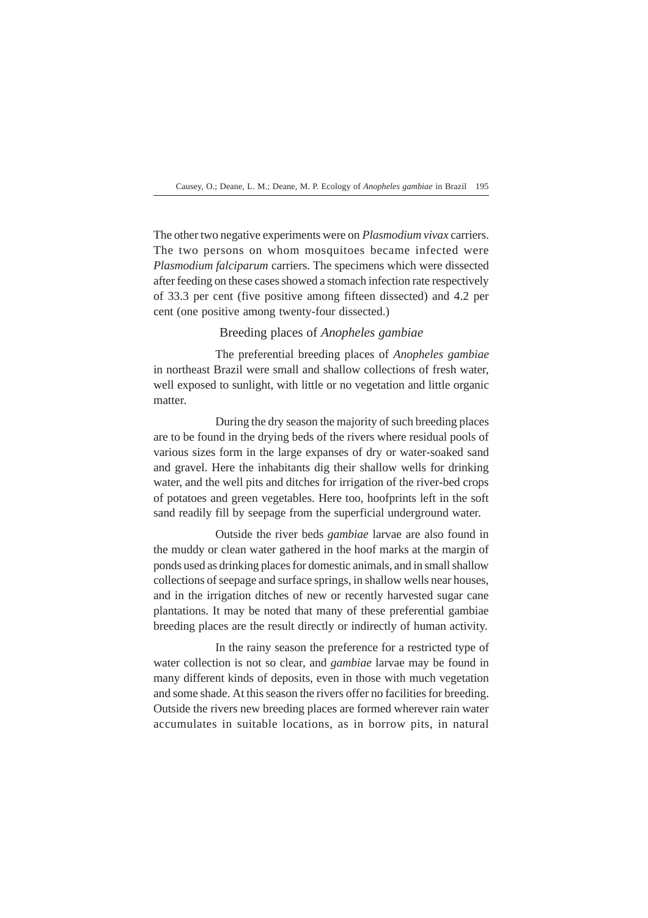The other two negative experiments were on *Plasmodium vivax* carriers. The two persons on whom mosquitoes became infected were *Plasmodium falciparum* carriers. The specimens which were dissected after feeding on these cases showed a stomach infection rate respectively of 33.3 per cent (five positive among fifteen dissected) and 4.2 per cent (one positive among twenty-four dissected.)

## Breeding places of *Anopheles gambiae*

The preferential breeding places of *Anopheles gambiae* in northeast Brazil were small and shallow collections of fresh water, well exposed to sunlight, with little or no vegetation and little organic matter.

During the dry season the majority of such breeding places are to be found in the drying beds of the rivers where residual pools of various sizes form in the large expanses of dry or water-soaked sand and gravel. Here the inhabitants dig their shallow wells for drinking water, and the well pits and ditches for irrigation of the river-bed crops of potatoes and green vegetables. Here too, hoofprints left in the soft sand readily fill by seepage from the superficial underground water.

Outside the river beds *gambiae* larvae are also found in the muddy or clean water gathered in the hoof marks at the margin of ponds used as drinking places for domestic animals, and in small shallow collections of seepage and surface springs, in shallow wells near houses, and in the irrigation ditches of new or recently harvested sugar cane plantations. It may be noted that many of these preferential gambiae breeding places are the result directly or indirectly of human activity.

In the rainy season the preference for a restricted type of water collection is not so clear, and *gambiae* larvae may be found in many different kinds of deposits, even in those with much vegetation and some shade. At this season the rivers offer no facilities for breeding. Outside the rivers new breeding places are formed wherever rain water accumulates in suitable locations, as in borrow pits, in natural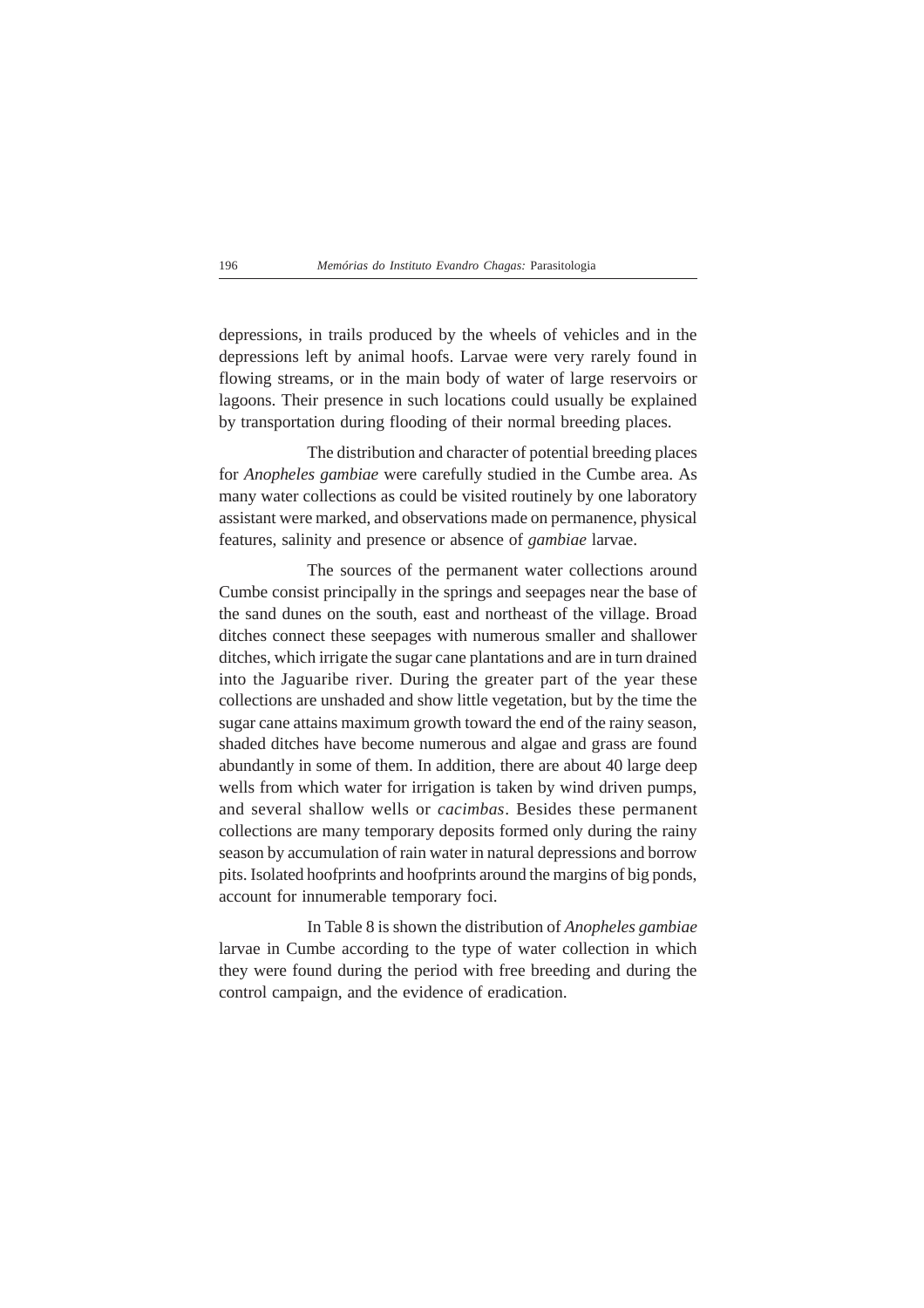depressions, in trails produced by the wheels of vehicles and in the depressions left by animal hoofs. Larvae were very rarely found in flowing streams, or in the main body of water of large reservoirs or lagoons. Their presence in such locations could usually be explained by transportation during flooding of their normal breeding places.

The distribution and character of potential breeding places for *Anopheles gambiae* were carefully studied in the Cumbe area. As many water collections as could be visited routinely by one laboratory assistant were marked, and observations made on permanence, physical features, salinity and presence or absence of *gambiae* larvae.

The sources of the permanent water collections around Cumbe consist principally in the springs and seepages near the base of the sand dunes on the south, east and northeast of the village. Broad ditches connect these seepages with numerous smaller and shallower ditches, which irrigate the sugar cane plantations and are in turn drained into the Jaguaribe river. During the greater part of the year these collections are unshaded and show little vegetation, but by the time the sugar cane attains maximum growth toward the end of the rainy season, shaded ditches have become numerous and algae and grass are found abundantly in some of them. In addition, there are about 40 large deep wells from which water for irrigation is taken by wind driven pumps, and several shallow wells or *cacimbas*. Besides these permanent collections are many temporary deposits formed only during the rainy season by accumulation of rain water in natural depressions and borrow pits. Isolated hoofprints and hoofprints around the margins of big ponds, account for innumerable temporary foci.

In Table 8 is shown the distribution of *Anopheles gambiae* larvae in Cumbe according to the type of water collection in which they were found during the period with free breeding and during the control campaign, and the evidence of eradication.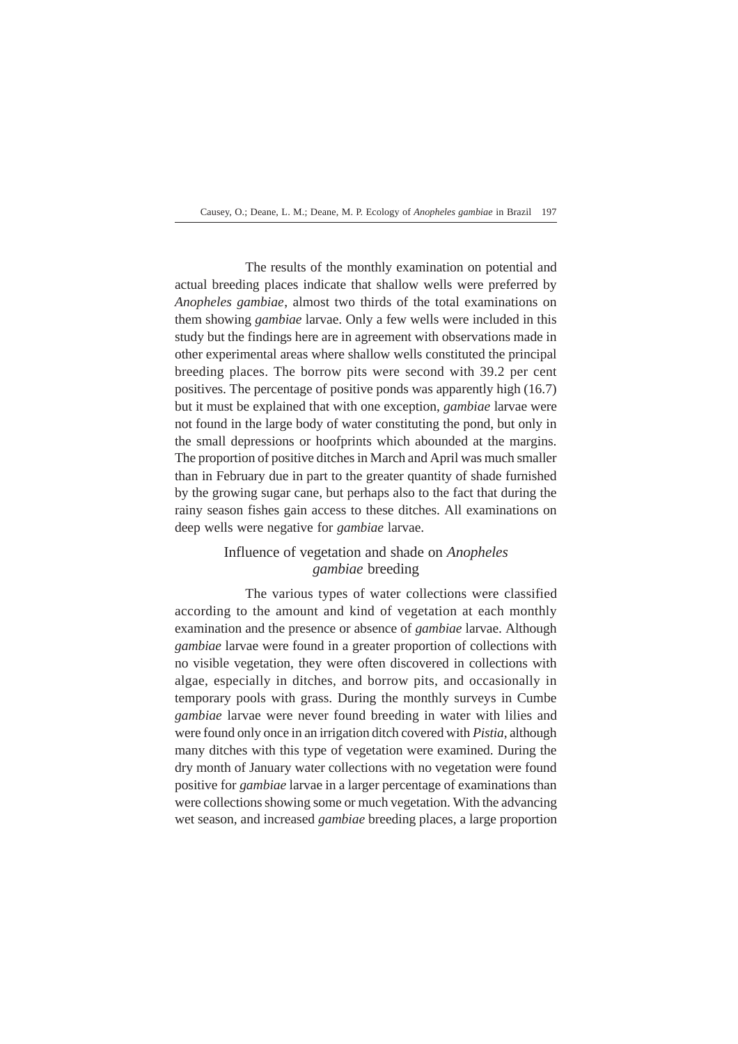The results of the monthly examination on potential and actual breeding places indicate that shallow wells were preferred by *Anopheles gambiae*, almost two thirds of the total examinations on them showing *gambiae* larvae. Only a few wells were included in this study but the findings here are in agreement with observations made in other experimental areas where shallow wells constituted the principal breeding places. The borrow pits were second with 39.2 per cent positives. The percentage of positive ponds was apparently high (16.7) but it must be explained that with one exception, *gambiae* larvae were not found in the large body of water constituting the pond, but only in the small depressions or hoofprints which abounded at the margins. The proportion of positive ditches in March and April was much smaller than in February due in part to the greater quantity of shade furnished by the growing sugar cane, but perhaps also to the fact that during the rainy season fishes gain access to these ditches. All examinations on deep wells were negative for *gambiae* larvae.

## Influence of vegetation and shade on *Anopheles gambiae* breeding

The various types of water collections were classified according to the amount and kind of vegetation at each monthly examination and the presence or absence of *gambiae* larvae. Although *gambiae* larvae were found in a greater proportion of collections with no visible vegetation, they were often discovered in collections with algae, especially in ditches, and borrow pits, and occasionally in temporary pools with grass. During the monthly surveys in Cumbe *gambiae* larvae were never found breeding in water with lilies and were found only once in an irrigation ditch covered with *Pistia*, although many ditches with this type of vegetation were examined. During the dry month of January water collections with no vegetation were found positive for *gambiae* larvae in a larger percentage of examinations than were collections showing some or much vegetation. With the advancing wet season, and increased *gambiae* breeding places, a large proportion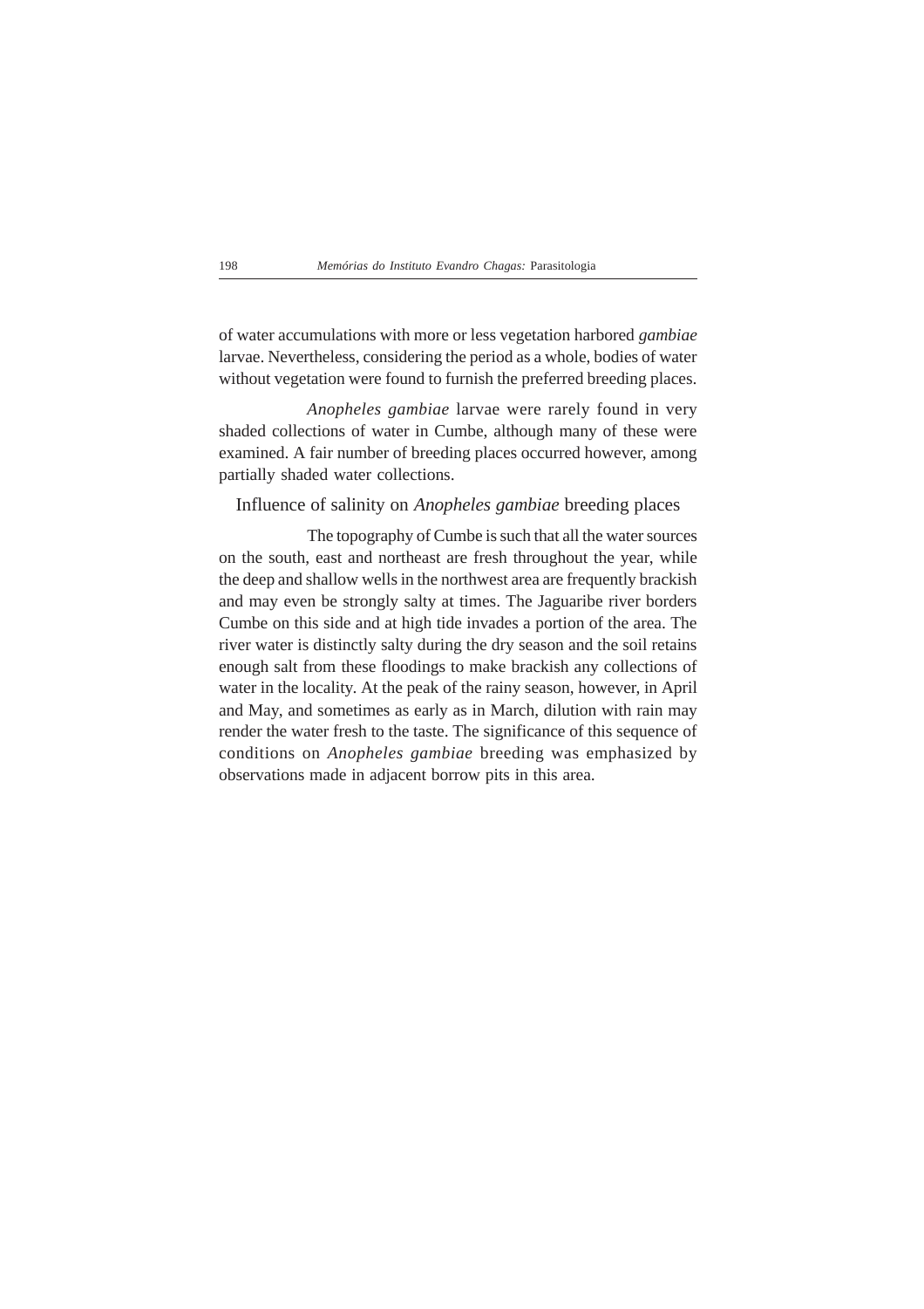of water accumulations with more or less vegetation harbored *gambiae* larvae. Nevertheless, considering the period as a whole, bodies of water without vegetation were found to furnish the preferred breeding places.

*Anopheles gambiae* larvae were rarely found in very shaded collections of water in Cumbe, although many of these were examined. A fair number of breeding places occurred however, among partially shaded water collections.

## Influence of salinity on *Anopheles gambiae* breeding places

The topography of Cumbe is such that all the water sources on the south, east and northeast are fresh throughout the year, while the deep and shallow wells in the northwest area are frequently brackish and may even be strongly salty at times. The Jaguaribe river borders Cumbe on this side and at high tide invades a portion of the area. The river water is distinctly salty during the dry season and the soil retains enough salt from these floodings to make brackish any collections of water in the locality. At the peak of the rainy season, however, in April and May, and sometimes as early as in March, dilution with rain may render the water fresh to the taste. The significance of this sequence of conditions on *Anopheles gambiae* breeding was emphasized by observations made in adjacent borrow pits in this area.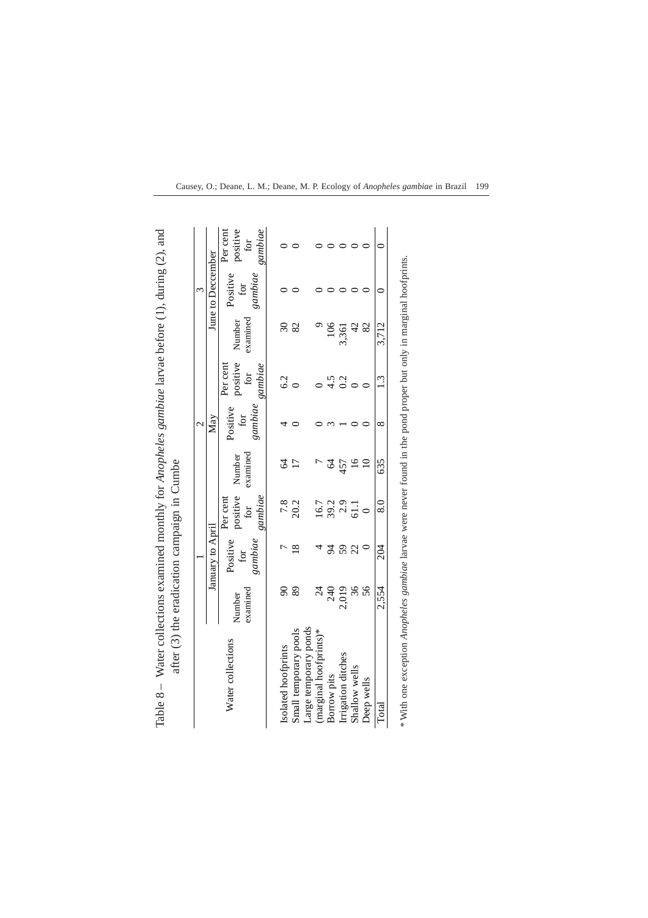Table 8 – Water collections examined monthly for *Anopheles gambiae* larvae before (1), during (2), and after (3) the eradication campaign in Cumbe

| Water collections | 1 | | | 2 | | | 3 | | |
|---|---|---|---|---|---|---|---|---|---|
| | January to April | | | May | | | June to Deccember | | |
| | Number examined | Positive for *gambiae* | Per cent positive for *gambiae* | Number examined | Positive for *gambiae* | Per cent positive for *gambiae* | Number examined | Positive for *gambiae* | Per cent positive for *gambiae* |
| Isolated hoofprints | 90 | 7 | 7.8 | 64 | 4 | 6.2 | 30 | 0 | 0 |
| Small temporary pools | 89 | 18 | 20.2 | 17 | 0 | 0 | 82 | 0 | 0 |
| Large temporary ponds (marginal hoofprints)* | 24 | 4 | 16.7 | 7 | 0 | 0 | 9 | 0 | 0 |
| Borrow pits | 240 | 94 | 39.2 | 64 | 3 | 4.5 | 106 | 0 | 0 |
| Irrigation ditches | 2,019 | 59 | 2.9 | 457 | 1 | 0.2 | 3,361 | 0 | 0 |
| Shallow wells | 36 | 22 | 61.1 | 16 | 0 | 0 | 42 | 0 | 0 |
| Deep wells | 56 | 0 | 0 | 10 | 0 | 0 | 82 | 0 | 0 |
| Total | 2,554 | 204 | 8.0 | 635 | 8 | 1.3 | 3,712 | 0 | 0 |

\* With one exception *Anopheles gambiae* larvae were never found in the pond proper but only in marginal hoofprints.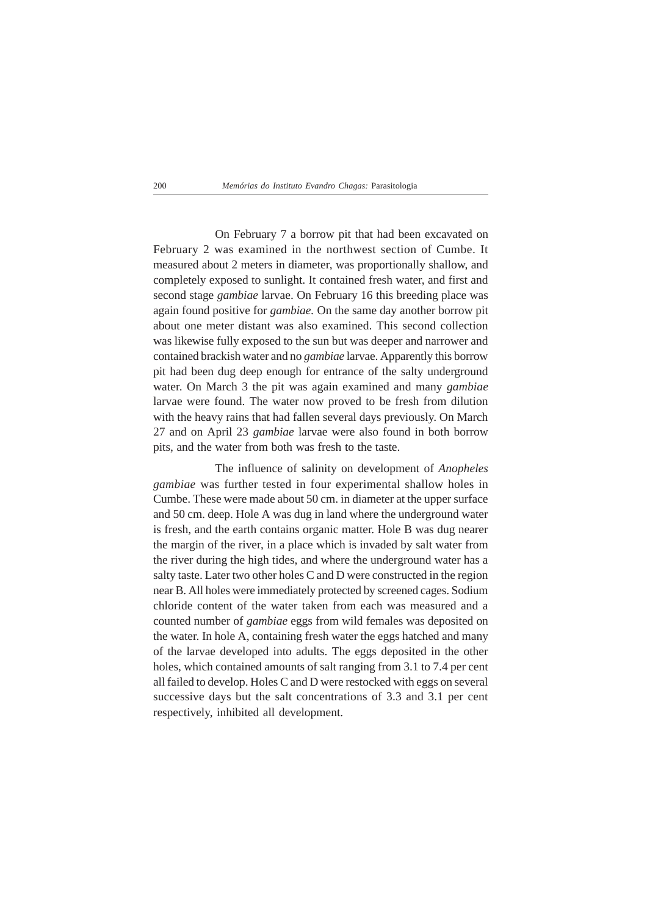On February 7 a borrow pit that had been excavated on February 2 was examined in the northwest section of Cumbe. It measured about 2 meters in diameter, was proportionally shallow, and completely exposed to sunlight. It contained fresh water, and first and second stage *gambiae* larvae. On February 16 this breeding place was again found positive for *gambiae.* On the same day another borrow pit about one meter distant was also examined. This second collection was likewise fully exposed to the sun but was deeper and narrower and contained brackish water and no *gambiae* larvae. Apparently this borrow pit had been dug deep enough for entrance of the salty underground water. On March 3 the pit was again examined and many *gambiae* larvae were found. The water now proved to be fresh from dilution with the heavy rains that had fallen several days previously. On March 27 and on April 23 *gambiae* larvae were also found in both borrow pits, and the water from both was fresh to the taste.

The influence of salinity on development of *Anopheles gambiae* was further tested in four experimental shallow holes in Cumbe. These were made about 50 cm. in diameter at the upper surface and 50 cm. deep. Hole A was dug in land where the underground water is fresh, and the earth contains organic matter. Hole B was dug nearer the margin of the river, in a place which is invaded by salt water from the river during the high tides, and where the underground water has a salty taste. Later two other holes C and D were constructed in the region near B. All holes were immediately protected by screened cages. Sodium chloride content of the water taken from each was measured and a counted number of *gambiae* eggs from wild females was deposited on the water. In hole A, containing fresh water the eggs hatched and many of the larvae developed into adults. The eggs deposited in the other holes, which contained amounts of salt ranging from 3.1 to 7.4 per cent all failed to develop. Holes C and D were restocked with eggs on several successive days but the salt concentrations of 3.3 and 3.1 per cent respectively, inhibited all development.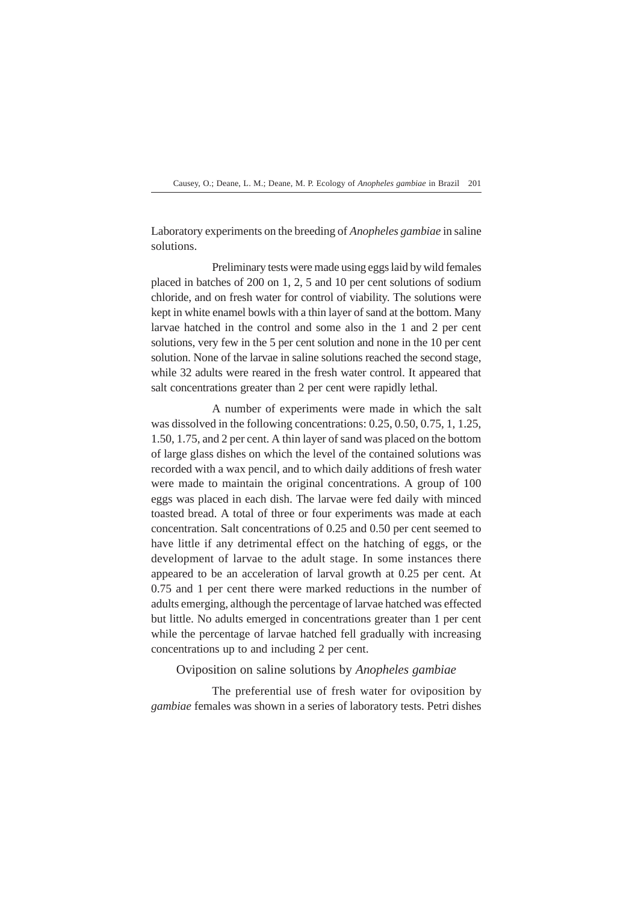Laboratory experiments on the breeding of *Anopheles gambiae* in saline solutions.

Preliminary tests were made using eggs laid by wild females placed in batches of 200 on 1, 2, 5 and 10 per cent solutions of sodium chloride, and on fresh water for control of viability. The solutions were kept in white enamel bowls with a thin layer of sand at the bottom. Many larvae hatched in the control and some also in the 1 and 2 per cent solutions, very few in the 5 per cent solution and none in the 10 per cent solution. None of the larvae in saline solutions reached the second stage, while 32 adults were reared in the fresh water control. It appeared that salt concentrations greater than 2 per cent were rapidly lethal.

A number of experiments were made in which the salt was dissolved in the following concentrations: 0.25, 0.50, 0.75, 1, 1.25, 1.50, 1.75, and 2 per cent. A thin layer of sand was placed on the bottom of large glass dishes on which the level of the contained solutions was recorded with a wax pencil, and to which daily additions of fresh water were made to maintain the original concentrations. A group of 100 eggs was placed in each dish. The larvae were fed daily with minced toasted bread. A total of three or four experiments was made at each concentration. Salt concentrations of 0.25 and 0.50 per cent seemed to have little if any detrimental effect on the hatching of eggs, or the development of larvae to the adult stage. In some instances there appeared to be an acceleration of larval growth at 0.25 per cent. At 0.75 and 1 per cent there were marked reductions in the number of adults emerging, although the percentage of larvae hatched was effected but little. No adults emerged in concentrations greater than 1 per cent while the percentage of larvae hatched fell gradually with increasing concentrations up to and including 2 per cent.

Oviposition on saline solutions by *Anopheles gambiae*

The preferential use of fresh water for oviposition by *gambiae* females was shown in a series of laboratory tests. Petri dishes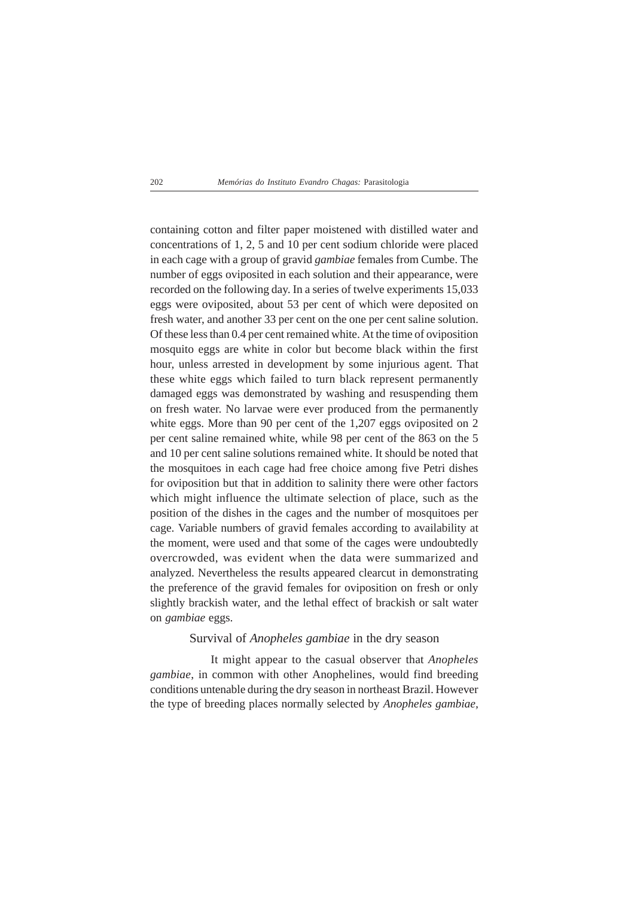containing cotton and filter paper moistened with distilled water and concentrations of 1, 2, 5 and 10 per cent sodium chloride were placed in each cage with a group of gravid *gambiae* females from Cumbe. The number of eggs oviposited in each solution and their appearance, were recorded on the following day. In a series of twelve experiments 15,033 eggs were oviposited, about 53 per cent of which were deposited on fresh water, and another 33 per cent on the one per cent saline solution. Of these less than 0.4 per cent remained white. At the time of oviposition mosquito eggs are white in color but become black within the first hour, unless arrested in development by some injurious agent. That these white eggs which failed to turn black represent permanently damaged eggs was demonstrated by washing and resuspending them on fresh water. No larvae were ever produced from the permanently white eggs. More than 90 per cent of the 1,207 eggs oviposited on 2 per cent saline remained white, while 98 per cent of the 863 on the 5 and 10 per cent saline solutions remained white. It should be noted that the mosquitoes in each cage had free choice among five Petri dishes for oviposition but that in addition to salinity there were other factors which might influence the ultimate selection of place, such as the position of the dishes in the cages and the number of mosquitoes per cage. Variable numbers of gravid females according to availability at the moment, were used and that some of the cages were undoubtedly overcrowded, was evident when the data were summarized and analyzed. Nevertheless the results appeared clearcut in demonstrating the preference of the gravid females for oviposition on fresh or only slightly brackish water, and the lethal effect of brackish or salt water on *gambiae* eggs.

## Survival of *Anopheles gambiae* in the dry season

It might appear to the casual observer that *Anopheles gambiae*, in common with other Anophelines, would find breeding conditions untenable during the dry season in northeast Brazil. However the type of breeding places normally selected by *Anopheles gambiae*,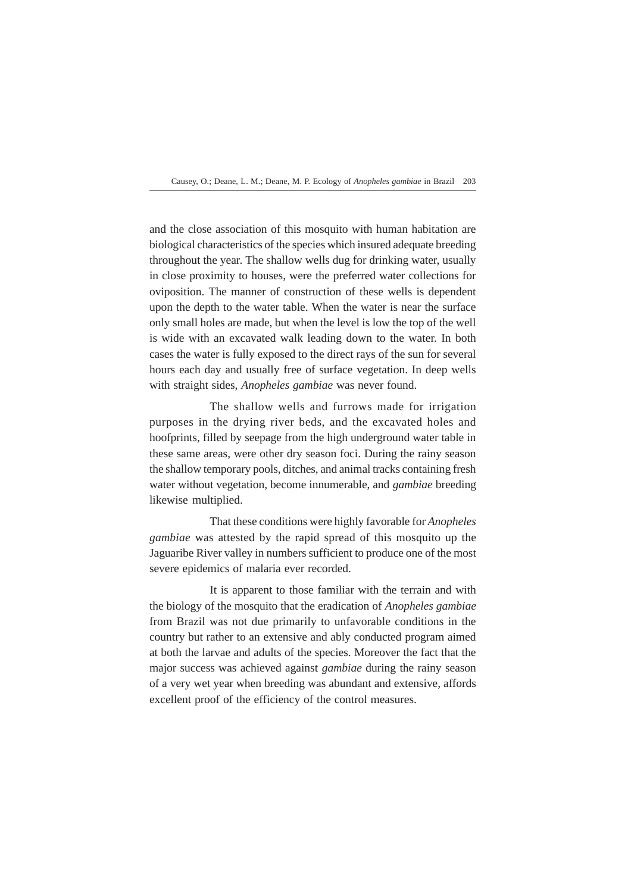and the close association of this mosquito with human habitation are biological characteristics of the species which insured adequate breeding throughout the year. The shallow wells dug for drinking water, usually in close proximity to houses, were the preferred water collections for oviposition. The manner of construction of these wells is dependent upon the depth to the water table. When the water is near the surface only small holes are made, but when the level is low the top of the well is wide with an excavated walk leading down to the water. In both cases the water is fully exposed to the direct rays of the sun for several hours each day and usually free of surface vegetation. In deep wells with straight sides, *Anopheles gambiae* was never found.

The shallow wells and furrows made for irrigation purposes in the drying river beds, and the excavated holes and hoofprints, filled by seepage from the high underground water table in these same areas, were other dry season foci. During the rainy season the shallow temporary pools, ditches, and animal tracks containing fresh water without vegetation, become innumerable, and *gambiae* breeding likewise multiplied.

That these conditions were highly favorable for *Anopheles gambiae* was attested by the rapid spread of this mosquito up the Jaguaribe River valley in numbers sufficient to produce one of the most severe epidemics of malaria ever recorded.

It is apparent to those familiar with the terrain and with the biology of the mosquito that the eradication of *Anopheles gambiae* from Brazil was not due primarily to unfavorable conditions in the country but rather to an extensive and ably conducted program aimed at both the larvae and adults of the species. Moreover the fact that the major success was achieved against *gambiae* during the rainy season of a very wet year when breeding was abundant and extensive, affords excellent proof of the efficiency of the control measures.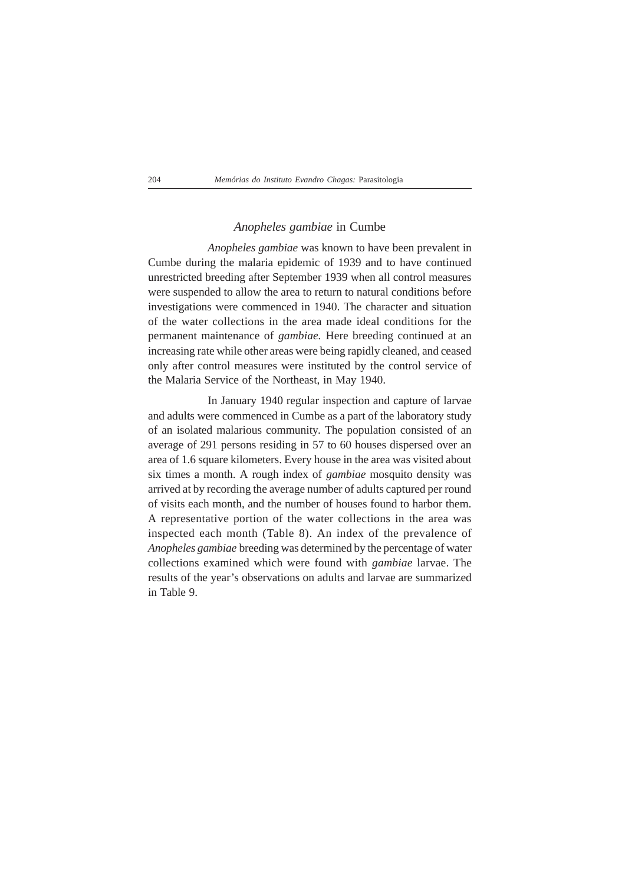## *Anopheles gambiae* in Cumbe

*Anopheles gambiae* was known to have been prevalent in Cumbe during the malaria epidemic of 1939 and to have continued unrestricted breeding after September 1939 when all control measures were suspended to allow the area to return to natural conditions before investigations were commenced in 1940. The character and situation of the water collections in the area made ideal conditions for the permanent maintenance of *gambiae.* Here breeding continued at an increasing rate while other areas were being rapidly cleaned, and ceased only after control measures were instituted by the control service of the Malaria Service of the Northeast, in May 1940.

In January 1940 regular inspection and capture of larvae and adults were commenced in Cumbe as a part of the laboratory study of an isolated malarious community. The population consisted of an average of 291 persons residing in 57 to 60 houses dispersed over an area of 1.6 square kilometers. Every house in the area was visited about six times a month. A rough index of *gambiae* mosquito density was arrived at by recording the average number of adults captured per round of visits each month, and the number of houses found to harbor them. A representative portion of the water collections in the area was inspected each month (Table 8). An index of the prevalence of *Anopheles gambiae* breeding was determined by the percentage of water collections examined which were found with *gambiae* larvae. The results of the year's observations on adults and larvae are summarized in Table 9.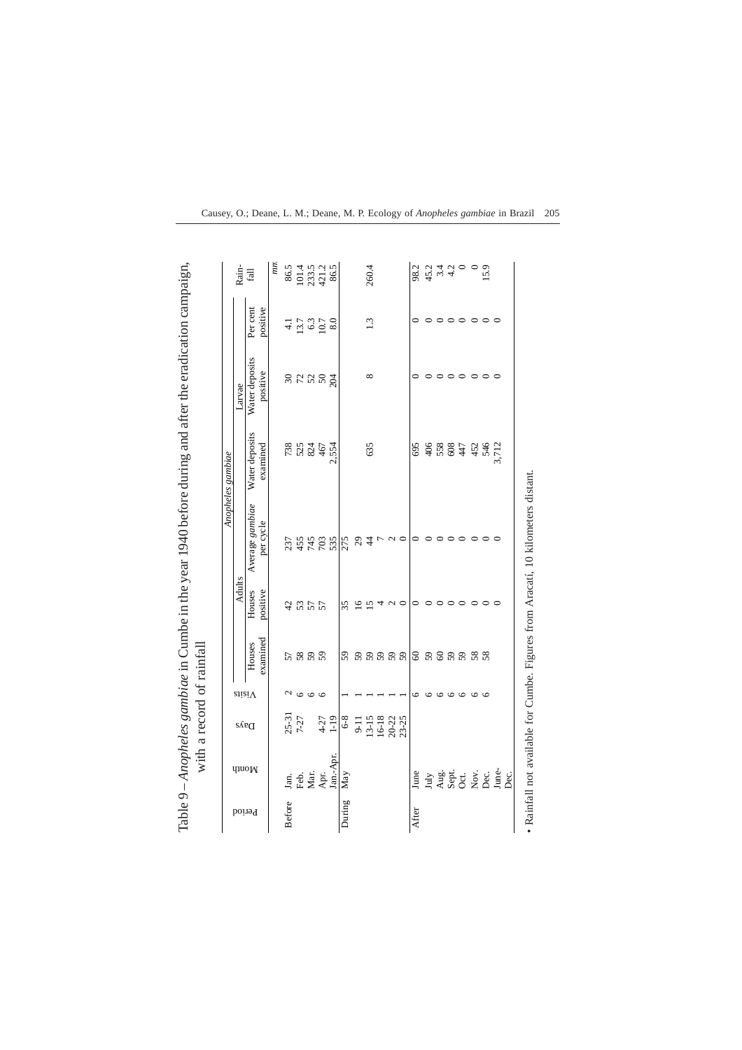Table 9 – *Anopheles gambiae* in Cumbe in the year 1940 before during and after the eradication campaign, with a record of rainfall

| Period | Month | Days | Visits | *Anopheles gambiae* | | | | | | Rain-fall |
|---|---|---|---|---|---|---|---|---|---|---|
| | | | | Adults | | | Larvae | | | |
| | | | | Houses examined | Houses positive | Average *gambiae* per cycle | Water deposits examined | Water deposits positive | Per cent positive | mm |
| Before | Jan. | 25-31 | 2 | 57 | 42 | 237 | 738 | 30 | 4.1 | 86.5 |
| | Feb. | 7-27 | 6 | 58 | 53 | 455 | 525 | 72 | 13.7 | 101.4 |
| | Mar. | | 6 | 59 | 57 | 745 | 824 | 52 | 6.3 | 233.5 |
| | Apr. | 4-27 | 6 | 59 | 57 | 703 | 467 | 50 | 10.7 | 421.2 |
| | Jan.-Apr. | 1-19 | | | | 535 | 2,554 | 204 | 8.0 | 86.5 |
| During | May | 6-8 | 1 | 59 | 35 | 275 | | | | |
| | | 9-11 | 1 | 59 | 16 | 29 | | | | |
| | | 13-15 | 1 | 59 | 15 | 44 | 635 | 8 | 1.3 | 260.4 |
| | | 16-18 | 1 | 59 | 4 | 7 | | | | |
| | | 20-22 | 1 | 59 | 2 | 2 | | | | |
| | | 23-25 | 1 | 59 | 0 | 0 | | | | |
| After | June | | 6 | 60 | 0 | 0 | 695 | 0 | 0 | 98.2 |
| | July | | 6 | 59 | 0 | 0 | 406 | 0 | 0 | 45.2 |
| | Aug. | | 6 | 60 | 0 | 0 | 558 | 0 | 0 | 3.4 |
| | Sept. | | 6 | 59 | 0 | 0 | 608 | 0 | 0 | 4.2 |
| | Oct. | | 6 | 59 | 0 | 0 | 447 | 0 | 0 | 0 |
| | Nov. | | 6 | 58 | 0 | 0 | 452 | 0 | 0 | 0 |
| | Dec. | | 6 | 58 | 0 | 0 | 546 | 0 | 0 | 15.9 |
| | June-Dec. | | | | 0 | 0 | 3,712 | 0 | 0 | |

• Rainfall not available for Cumbe. Figures from Aracatí, 10 kilometers distant.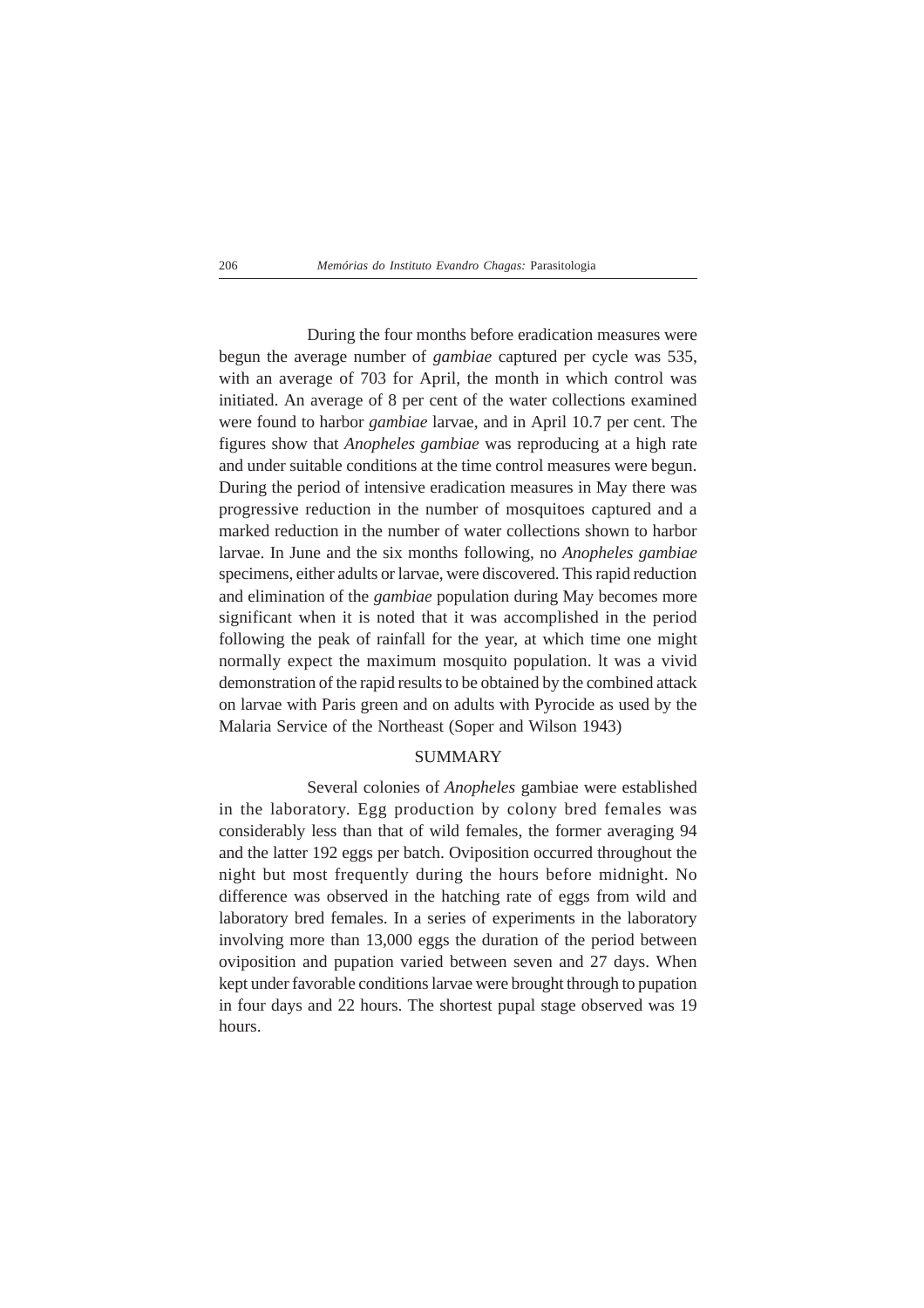During the four months before eradication measures were begun the average number of *gambiae* captured per cycle was 535, with an average of 703 for April, the month in which control was initiated. An average of 8 per cent of the water collections examined were found to harbor *gambiae* larvae, and in April 10.7 per cent. The figures show that *Anopheles gambiae* was reproducing at a high rate and under suitable conditions at the time control measures were begun. During the period of intensive eradication measures in May there was progressive reduction in the number of mosquitoes captured and a marked reduction in the number of water collections shown to harbor larvae. In June and the six months following, no *Anopheles gambiae* specimens, either adults or larvae, were discovered. This rapid reduction and elimination of the *gambiae* population during May becomes more significant when it is noted that it was accomplished in the period following the peak of rainfall for the year, at which time one might normally expect the maximum mosquito population. lt was a vivid demonstration of the rapid results to be obtained by the combined attack on larvae with Paris green and on adults with Pyrocide as used by the Malaria Service of the Northeast (Soper and Wilson 1943)

## SUMMARY

Several colonies of *Anopheles* gambiae were established in the laboratory. Egg production by colony bred females was considerably less than that of wild females, the former averaging 94 and the latter 192 eggs per batch. Oviposition occurred throughout the night but most frequently during the hours before midnight. No difference was observed in the hatching rate of eggs from wild and laboratory bred females. In a series of experiments in the laboratory involving more than 13,000 eggs the duration of the period between oviposition and pupation varied between seven and 27 days. When kept under favorable conditions larvae were brought through to pupation in four days and 22 hours. The shortest pupal stage observed was 19 hours.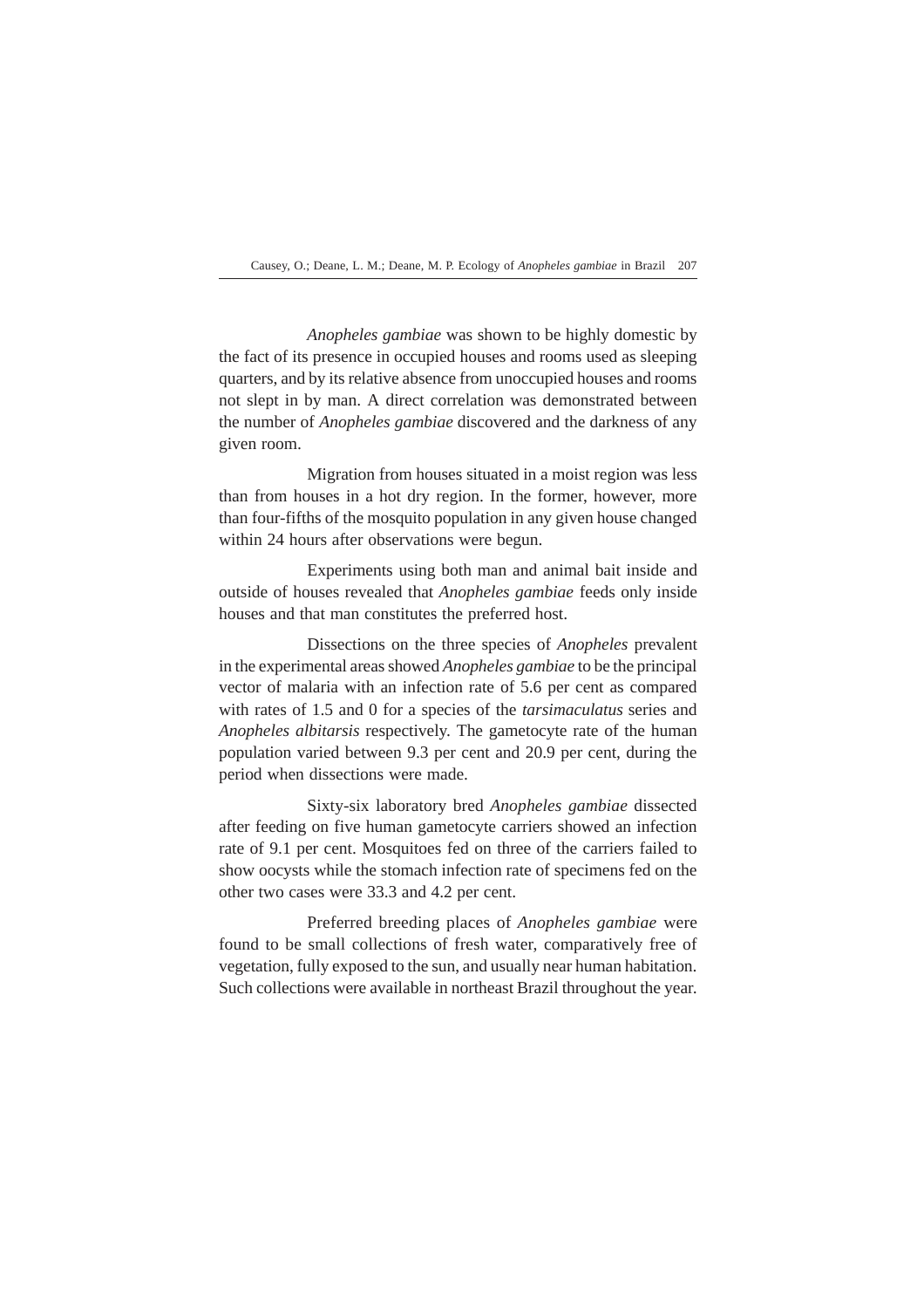*Anopheles gambiae* was shown to be highly domestic by the fact of its presence in occupied houses and rooms used as sleeping quarters, and by its relative absence from unoccupied houses and rooms not slept in by man. A direct correlation was demonstrated between the number of *Anopheles gambiae* discovered and the darkness of any given room.

Migration from houses situated in a moist region was less than from houses in a hot dry region. In the former, however, more than four-fifths of the mosquito population in any given house changed within 24 hours after observations were begun.

Experiments using both man and animal bait inside and outside of houses revealed that *Anopheles gambiae* feeds only inside houses and that man constitutes the preferred host.

Dissections on the three species of *Anopheles* prevalent in the experimental areas showed *Anopheles gambiae* to be the principal vector of malaria with an infection rate of 5.6 per cent as compared with rates of 1.5 and 0 for a species of the *tarsimaculatus* series and *Anopheles albitarsis* respectively. The gametocyte rate of the human population varied between 9.3 per cent and 20.9 per cent, during the period when dissections were made.

Sixty-six laboratory bred *Anopheles gambiae* dissected after feeding on five human gametocyte carriers showed an infection rate of 9.1 per cent. Mosquitoes fed on three of the carriers failed to show oocysts while the stomach infection rate of specimens fed on the other two cases were 33.3 and 4.2 per cent.

Preferred breeding places of *Anopheles gambiae* were found to be small collections of fresh water, comparatively free of vegetation, fully exposed to the sun, and usually near human habitation. Such collections were available in northeast Brazil throughout the year.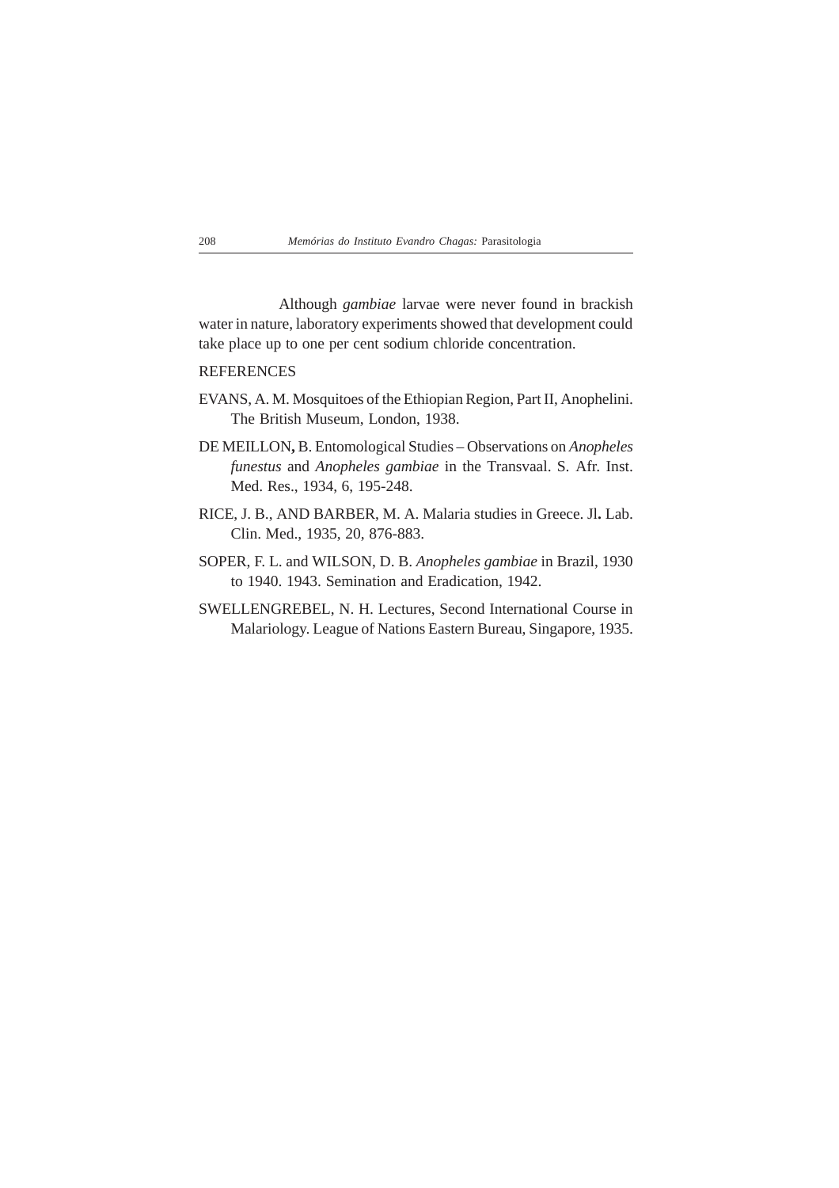Although *gambiae* larvae were never found in brackish water in nature, laboratory experiments showed that development could take place up to one per cent sodium chloride concentration.

## REFERENCES

EVANS, A. M. Mosquitoes of the Ethiopian Region, Part II, Anophelini. The British Museum, London, 1938.

DE MEILLON**,** B. Entomological Studies – Observations on *Anopheles funestus* and *Anopheles gambiae* in the Transvaal. S. Afr. Inst. Med. Res., 1934, 6, 195-248.

RICE, J. B., AND BARBER, M. A. Malaria studies in Greece. Jl**.** Lab. Clin. Med., 1935, 20, 876-883.

SOPER, F. L. and WILSON, D. B. *Anopheles gambiae* in Brazil, 1930 to 1940. 1943. Semination and Eradication, 1942.

SWELLENGREBEL, N. H. Lectures, Second International Course in Malariology. League of Nations Eastern Bureau, Singapore, 1935.